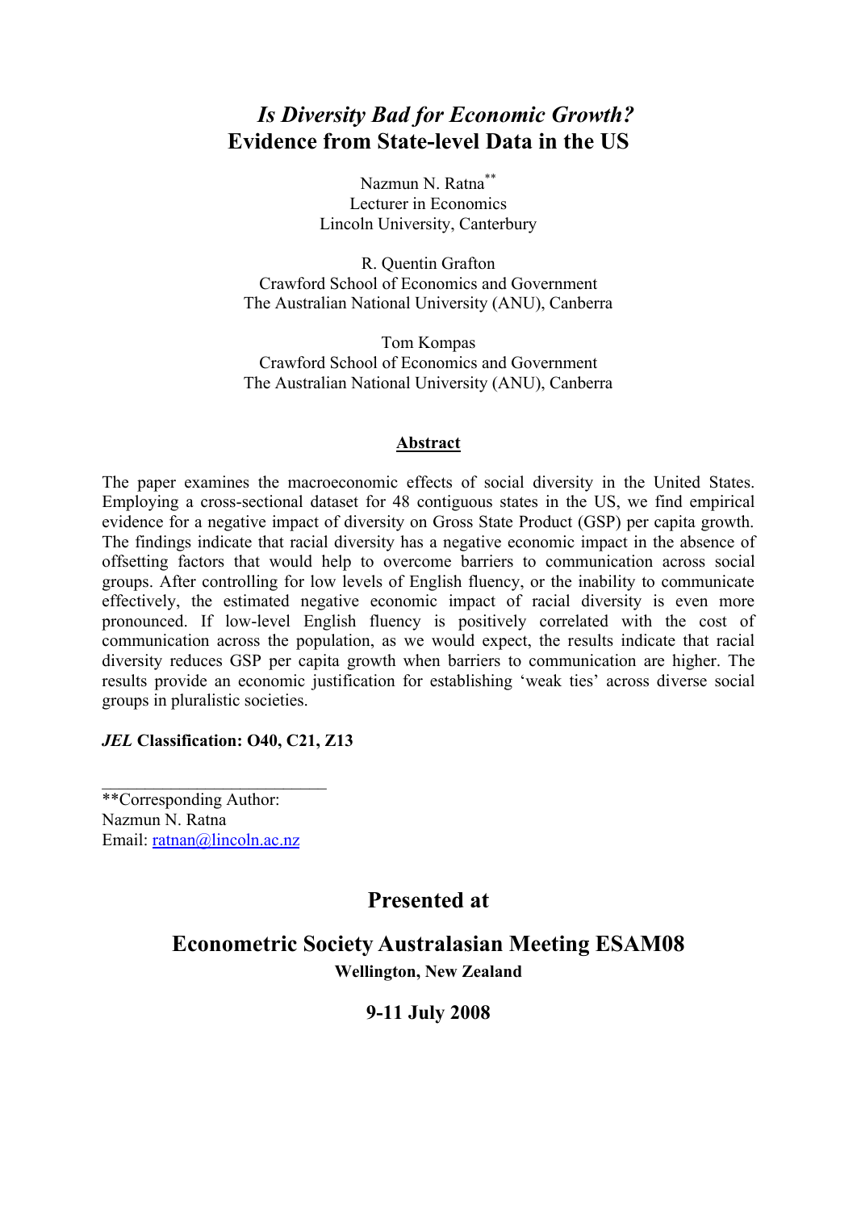# *Is Diversity Bad for Economic Growth?* Evidence from State-level Data in the US

Nazmun N. Ratna[**]
Lecturer in Economics
Lincoln University, Canterbury

R. Quentin Grafton
Crawford School of Economics and Government
The Australian National University (ANU), Canberra

Tom Kompas
Crawford School of Economics and Government
The Australian National University (ANU), Canberra

## Abstract

The paper examines the macroeconomic effects of social diversity in the United States. Employing a cross-sectional dataset for 48 contiguous states in the US, we find empirical evidence for a negative impact of diversity on Gross State Product (GSP) per capita growth. The findings indicate that racial diversity has a negative economic impact in the absence of offsetting factors that would help to overcome barriers to communication across social groups. After controlling for low levels of English fluency, or the inability to communicate effectively, the estimated negative economic impact of racial diversity is even more pronounced. If low-level English fluency is positively correlated with the cost of communication across the population, as we would expect, the results indicate that racial diversity reduces GSP per capita growth when barriers to communication are higher. The results provide an economic justification for establishing 'weak ties' across diverse social groups in pluralistic societies.

***JEL* Classification: O40, C21, Z13**

---

**Corresponding Author:
Nazmun N. Ratna
Email: ratnan@lincoln.ac.nz

## Presented at

## Econometric Society Australasian Meeting ESAM08

**Wellington, New Zealand**

**9-11 July 2008**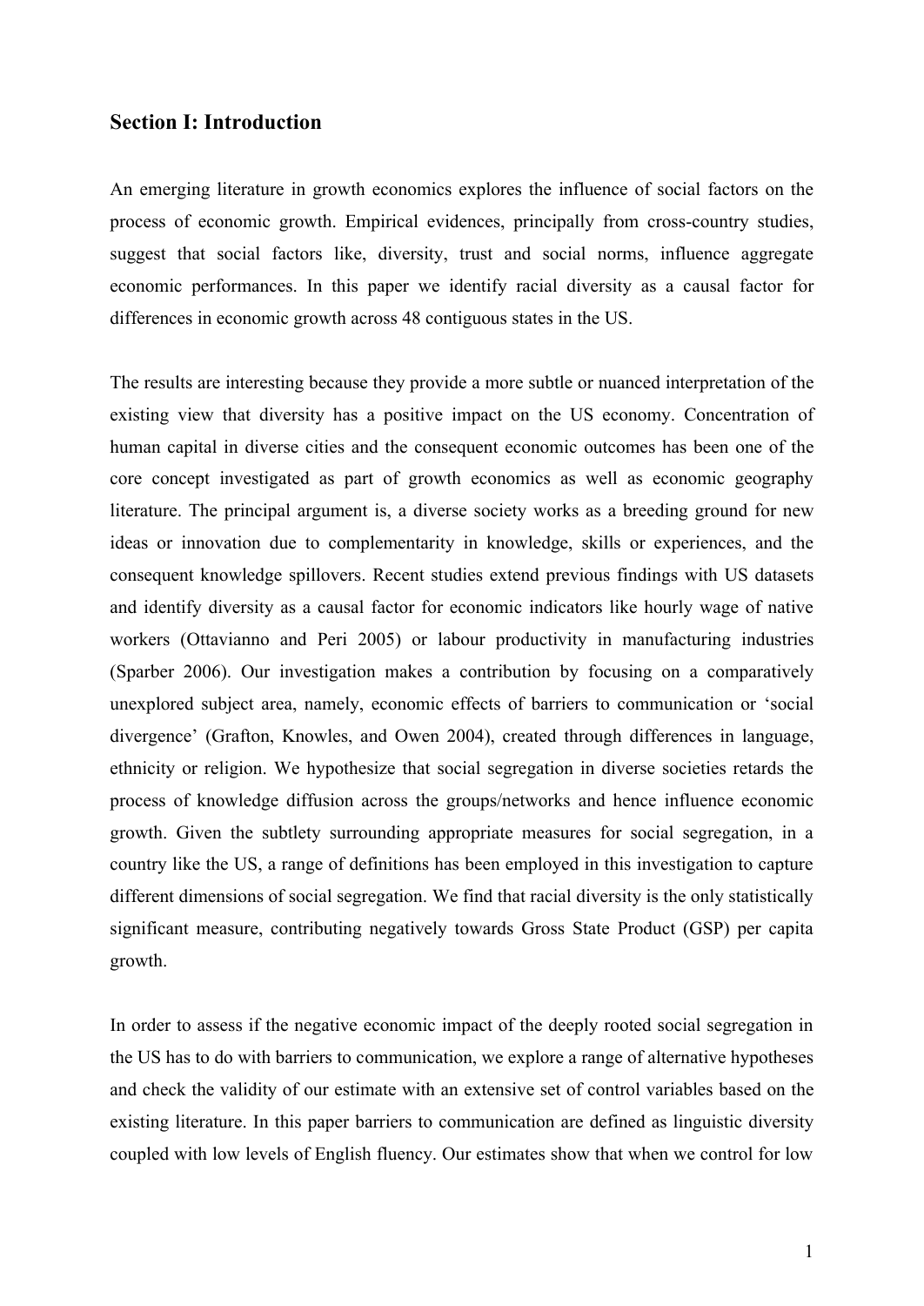## Section I: Introduction

An emerging literature in growth economics explores the influence of social factors on the process of economic growth. Empirical evidences, principally from cross-country studies, suggest that social factors like, diversity, trust and social norms, influence aggregate economic performances. In this paper we identify racial diversity as a causal factor for differences in economic growth across 48 contiguous states in the US.

The results are interesting because they provide a more subtle or nuanced interpretation of the existing view that diversity has a positive impact on the US economy. Concentration of human capital in diverse cities and the consequent economic outcomes has been one of the core concept investigated as part of growth economics as well as economic geography literature. The principal argument is, a diverse society works as a breeding ground for new ideas or innovation due to complementarity in knowledge, skills or experiences, and the consequent knowledge spillovers. Recent studies extend previous findings with US datasets and identify diversity as a causal factor for economic indicators like hourly wage of native workers (Ottavianno and Peri 2005) or labour productivity in manufacturing industries (Sparber 2006). Our investigation makes a contribution by focusing on a comparatively unexplored subject area, namely, economic effects of barriers to communication or 'social divergence' (Grafton, Knowles, and Owen 2004), created through differences in language, ethnicity or religion. We hypothesize that social segregation in diverse societies retards the process of knowledge diffusion across the groups/networks and hence influence economic growth. Given the subtlety surrounding appropriate measures for social segregation, in a country like the US, a range of definitions has been employed in this investigation to capture different dimensions of social segregation. We find that racial diversity is the only statistically significant measure, contributing negatively towards Gross State Product (GSP) per capita growth.

In order to assess if the negative economic impact of the deeply rooted social segregation in the US has to do with barriers to communication, we explore a range of alternative hypotheses and check the validity of our estimate with an extensive set of control variables based on the existing literature. In this paper barriers to communication are defined as linguistic diversity coupled with low levels of English fluency. Our estimates show that when we control for low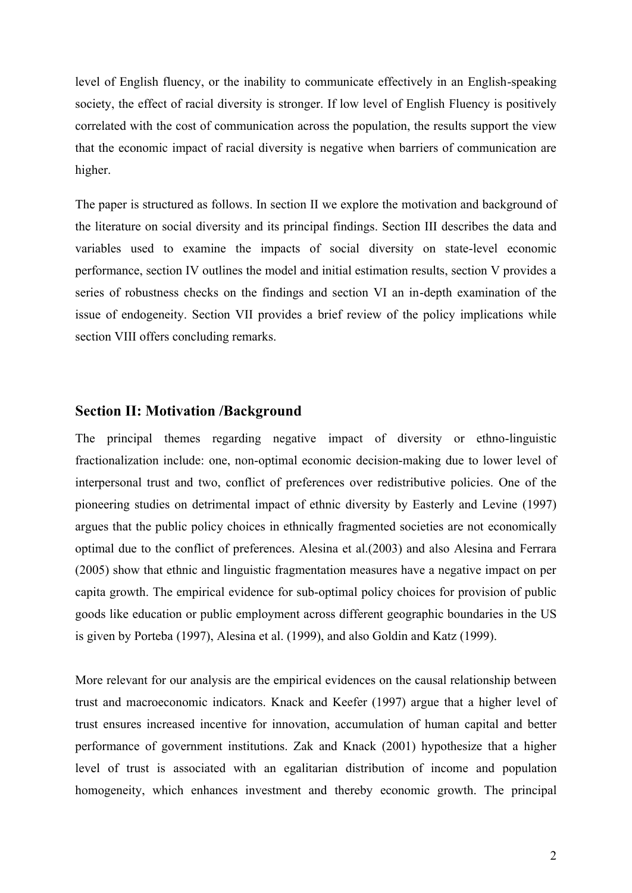level of English fluency, or the inability to communicate effectively in an English-speaking society, the effect of racial diversity is stronger. If low level of English Fluency is positively correlated with the cost of communication across the population, the results support the view that the economic impact of racial diversity is negative when barriers of communication are higher.

The paper is structured as follows. In section II we explore the motivation and background of the literature on social diversity and its principal findings. Section III describes the data and variables used to examine the impacts of social diversity on state-level economic performance, section IV outlines the model and initial estimation results, section V provides a series of robustness checks on the findings and section VI an in-depth examination of the issue of endogeneity. Section VII provides a brief review of the policy implications while section VIII offers concluding remarks.

## Section II: Motivation /Background

The principal themes regarding negative impact of diversity or ethno-linguistic fractionalization include: one, non-optimal economic decision-making due to lower level of interpersonal trust and two, conflict of preferences over redistributive policies. One of the pioneering studies on detrimental impact of ethnic diversity by Easterly and Levine (1997) argues that the public policy choices in ethnically fragmented societies are not economically optimal due to the conflict of preferences. Alesina et al.(2003) and also Alesina and Ferrara (2005) show that ethnic and linguistic fragmentation measures have a negative impact on per capita growth. The empirical evidence for sub-optimal policy choices for provision of public goods like education or public employment across different geographic boundaries in the US is given by Porteba (1997), Alesina et al. (1999), and also Goldin and Katz (1999).

More relevant for our analysis are the empirical evidences on the causal relationship between trust and macroeconomic indicators. Knack and Keefer (1997) argue that a higher level of trust ensures increased incentive for innovation, accumulation of human capital and better performance of government institutions. Zak and Knack (2001) hypothesize that a higher level of trust is associated with an egalitarian distribution of income and population homogeneity, which enhances investment and thereby economic growth. The principal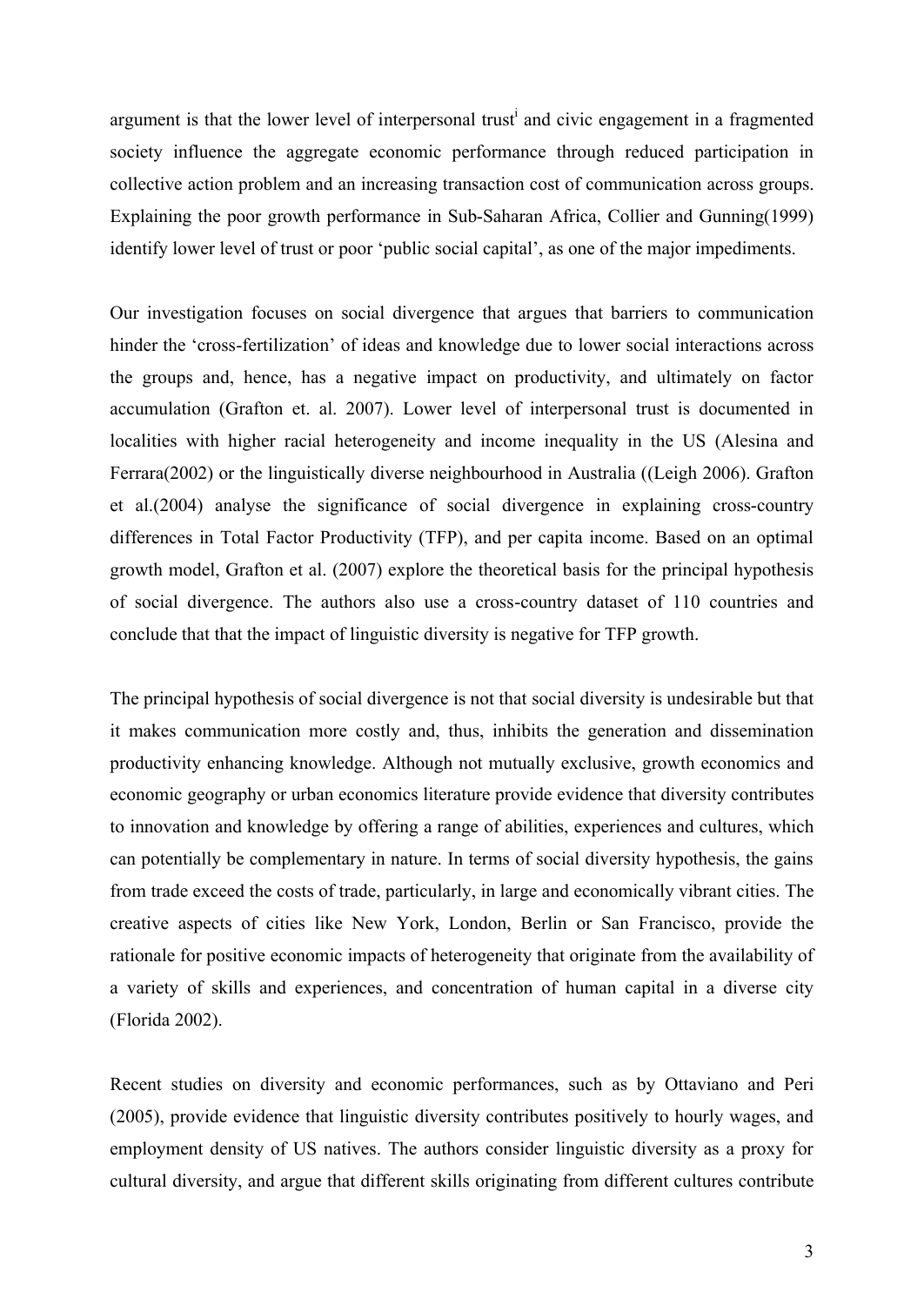argument is that the lower level of interpersonal trust[i] and civic engagement in a fragmented society influence the aggregate economic performance through reduced participation in collective action problem and an increasing transaction cost of communication across groups. Explaining the poor growth performance in Sub-Saharan Africa, Collier and Gunning(1999) identify lower level of trust or poor 'public social capital', as one of the major impediments.

Our investigation focuses on social divergence that argues that barriers to communication hinder the 'cross-fertilization' of ideas and knowledge due to lower social interactions across the groups and, hence, has a negative impact on productivity, and ultimately on factor accumulation (Grafton et. al. 2007). Lower level of interpersonal trust is documented in localities with higher racial heterogeneity and income inequality in the US (Alesina and Ferrara(2002) or the linguistically diverse neighbourhood in Australia ((Leigh 2006). Grafton et al.(2004) analyse the significance of social divergence in explaining cross-country differences in Total Factor Productivity (TFP), and per capita income. Based on an optimal growth model, Grafton et al. (2007) explore the theoretical basis for the principal hypothesis of social divergence. The authors also use a cross-country dataset of 110 countries and conclude that that the impact of linguistic diversity is negative for TFP growth.

The principal hypothesis of social divergence is not that social diversity is undesirable but that it makes communication more costly and, thus, inhibits the generation and dissemination productivity enhancing knowledge. Although not mutually exclusive, growth economics and economic geography or urban economics literature provide evidence that diversity contributes to innovation and knowledge by offering a range of abilities, experiences and cultures, which can potentially be complementary in nature. In terms of social diversity hypothesis, the gains from trade exceed the costs of trade, particularly, in large and economically vibrant cities. The creative aspects of cities like New York, London, Berlin or San Francisco, provide the rationale for positive economic impacts of heterogeneity that originate from the availability of a variety of skills and experiences, and concentration of human capital in a diverse city (Florida 2002).

Recent studies on diversity and economic performances, such as by Ottaviano and Peri (2005), provide evidence that linguistic diversity contributes positively to hourly wages, and employment density of US natives. The authors consider linguistic diversity as a proxy for cultural diversity, and argue that different skills originating from different cultures contribute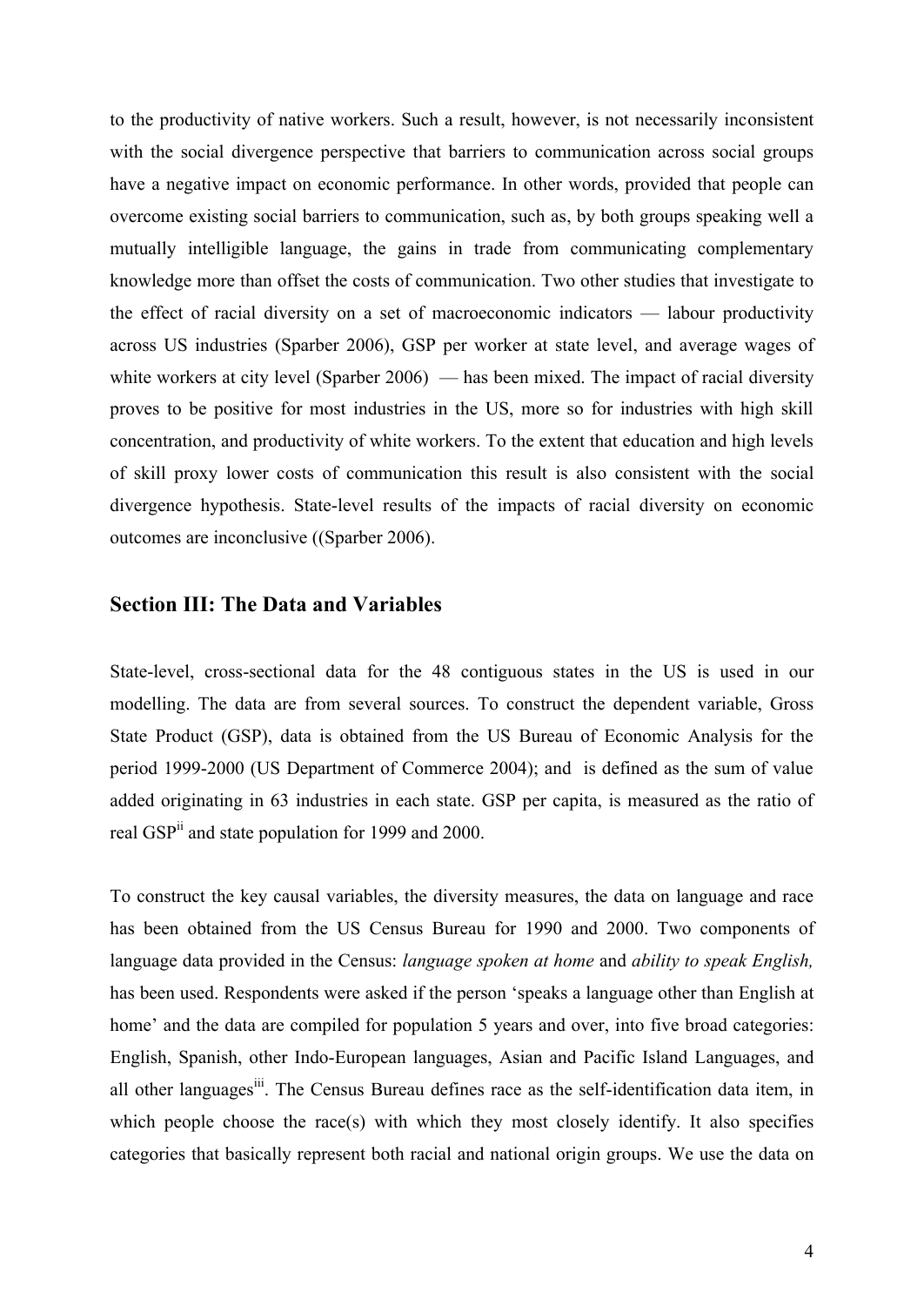to the productivity of native workers. Such a result, however, is not necessarily inconsistent with the social divergence perspective that barriers to communication across social groups have a negative impact on economic performance. In other words, provided that people can overcome existing social barriers to communication, such as, by both groups speaking well a mutually intelligible language, the gains in trade from communicating complementary knowledge more than offset the costs of communication. Two other studies that investigate to the effect of racial diversity on a set of macroeconomic indicators — labour productivity across US industries (Sparber 2006), GSP per worker at state level, and average wages of white workers at city level (Sparber 2006) — has been mixed. The impact of racial diversity proves to be positive for most industries in the US, more so for industries with high skill concentration, and productivity of white workers. To the extent that education and high levels of skill proxy lower costs of communication this result is also consistent with the social divergence hypothesis. State-level results of the impacts of racial diversity on economic outcomes are inconclusive ((Sparber 2006).

## Section III: The Data and Variables

State-level, cross-sectional data for the 48 contiguous states in the US is used in our modelling. The data are from several sources. To construct the dependent variable, Gross State Product (GSP), data is obtained from the US Bureau of Economic Analysis for the period 1999-2000 (US Department of Commerce 2004); and is defined as the sum of value added originating in 63 industries in each state. GSP per capita, is measured as the ratio of real GSP[ii] and state population for 1999 and 2000.

To construct the key causal variables, the diversity measures, the data on language and race has been obtained from the US Census Bureau for 1990 and 2000. Two components of language data provided in the Census: *language spoken at home* and *ability to speak English,* has been used. Respondents were asked if the person 'speaks a language other than English at home' and the data are compiled for population 5 years and over, into five broad categories: English, Spanish, other Indo-European languages, Asian and Pacific Island Languages, and all other languages[iii]. The Census Bureau defines race as the self-identification data item, in which people choose the race(s) with which they most closely identify. It also specifies categories that basically represent both racial and national origin groups. We use the data on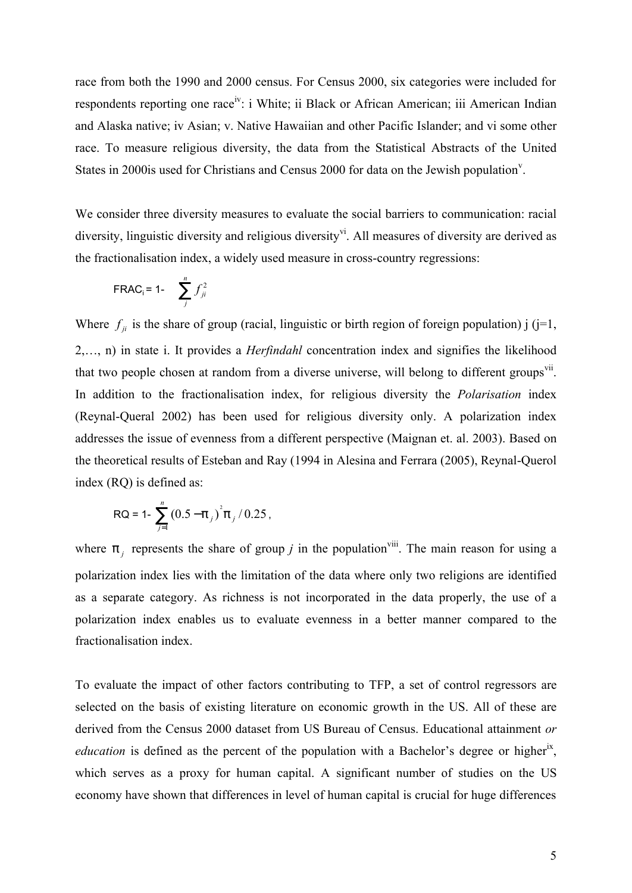race from both the 1990 and 2000 census. For Census 2000, six categories were included for respondents reporting one race[iv]: i White; ii Black or African American; iii American Indian and Alaska native; iv Asian; v. Native Hawaiian and other Pacific Islander; and vi some other race. To measure religious diversity, the data from the Statistical Abstracts of the United States in 2000is used for Christians and Census 2000 for data on the Jewish population[v].

We consider three diversity measures to evaluate the social barriers to communication: racial diversity, linguistic diversity and religious diversity[vi]. All measures of diversity are derived as the fractionalisation index, a widely used measure in cross-country regressions:

$$\text{FRAC}_i = 1 - \sum_{j}^{n} f_{ji}^2$$

Where $f_{ji}$ is the share of group (racial, linguistic or birth region of foreign population) j (j=1, 2,…, n) in state i. It provides a *Herfindahl* concentration index and signifies the likelihood that two people chosen at random from a diverse universe, will belong to different groups[vii]. In addition to the fractionalisation index, for religious diversity the *Polarisation* index (Reynal-Queral 2002) has been used for religious diversity only. A polarization index addresses the issue of evenness from a different perspective (Maignan et. al. 2003). Based on the theoretical results of Esteban and Ray (1994 in Alesina and Ferrara (2005), Reynal-Querol index (RQ) is defined as:

$$\text{RQ} = 1 - \sum_{j=1}^{n} (0.5 - \pi_j)^2 \pi_j / 0.25,$$

where $\pi_j$ represents the share of group *j* in the population[viii]. The main reason for using a polarization index lies with the limitation of the data where only two religions are identified as a separate category. As richness is not incorporated in the data properly, the use of a polarization index enables us to evaluate evenness in a better manner compared to the fractionalisation index.

To evaluate the impact of other factors contributing to TFP, a set of control regressors are selected on the basis of existing literature on economic growth in the US. All of these are derived from the Census 2000 dataset from US Bureau of Census. Educational attainment *or education* is defined as the percent of the population with a Bachelor's degree or higher[ix], which serves as a proxy for human capital. A significant number of studies on the US economy have shown that differences in level of human capital is crucial for huge differences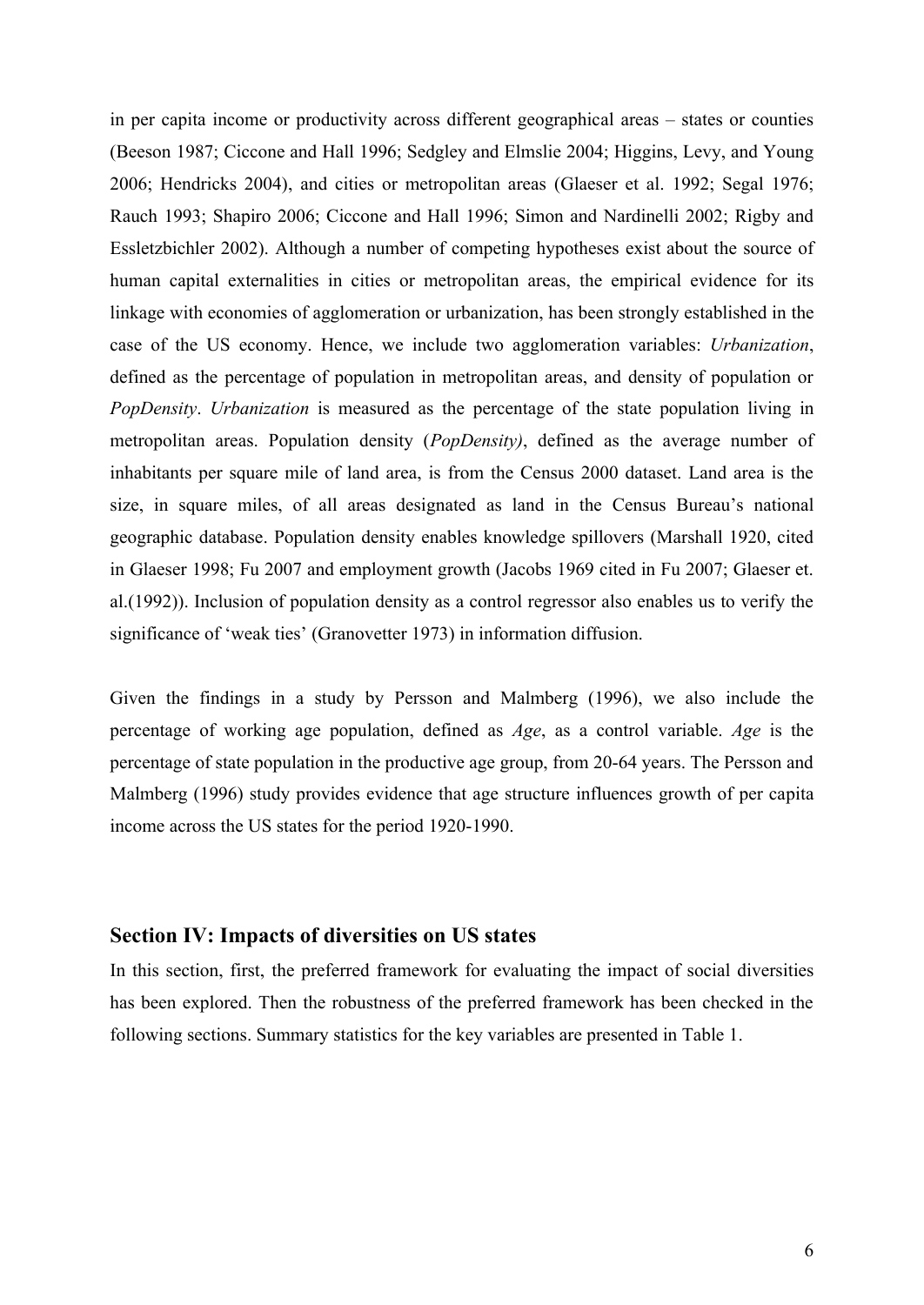in per capita income or productivity across different geographical areas – states or counties (Beeson 1987; Ciccone and Hall 1996; Sedgley and Elmslie 2004; Higgins, Levy, and Young 2006; Hendricks 2004), and cities or metropolitan areas (Glaeser et al. 1992; Segal 1976; Rauch 1993; Shapiro 2006; Ciccone and Hall 1996; Simon and Nardinelli 2002; Rigby and Essletzbichler 2002). Although a number of competing hypotheses exist about the source of human capital externalities in cities or metropolitan areas, the empirical evidence for its linkage with economies of agglomeration or urbanization, has been strongly established in the case of the US economy. Hence, we include two agglomeration variables: *Urbanization*, defined as the percentage of population in metropolitan areas, and density of population or *PopDensity*. *Urbanization* is measured as the percentage of the state population living in metropolitan areas. Population density (*PopDensity)*, defined as the average number of inhabitants per square mile of land area, is from the Census 2000 dataset. Land area is the size, in square miles, of all areas designated as land in the Census Bureau's national geographic database. Population density enables knowledge spillovers (Marshall 1920, cited in Glaeser 1998; Fu 2007 and employment growth (Jacobs 1969 cited in Fu 2007; Glaeser et. al.(1992)). Inclusion of population density as a control regressor also enables us to verify the significance of 'weak ties' (Granovetter 1973) in information diffusion.

Given the findings in a study by Persson and Malmberg (1996), we also include the percentage of working age population, defined as *Age*, as a control variable. *Age* is the percentage of state population in the productive age group, from 20-64 years. The Persson and Malmberg (1996) study provides evidence that age structure influences growth of per capita income across the US states for the period 1920-1990.

## Section IV: Impacts of diversities on US states

In this section, first, the preferred framework for evaluating the impact of social diversities has been explored. Then the robustness of the preferred framework has been checked in the following sections. Summary statistics for the key variables are presented in Table 1.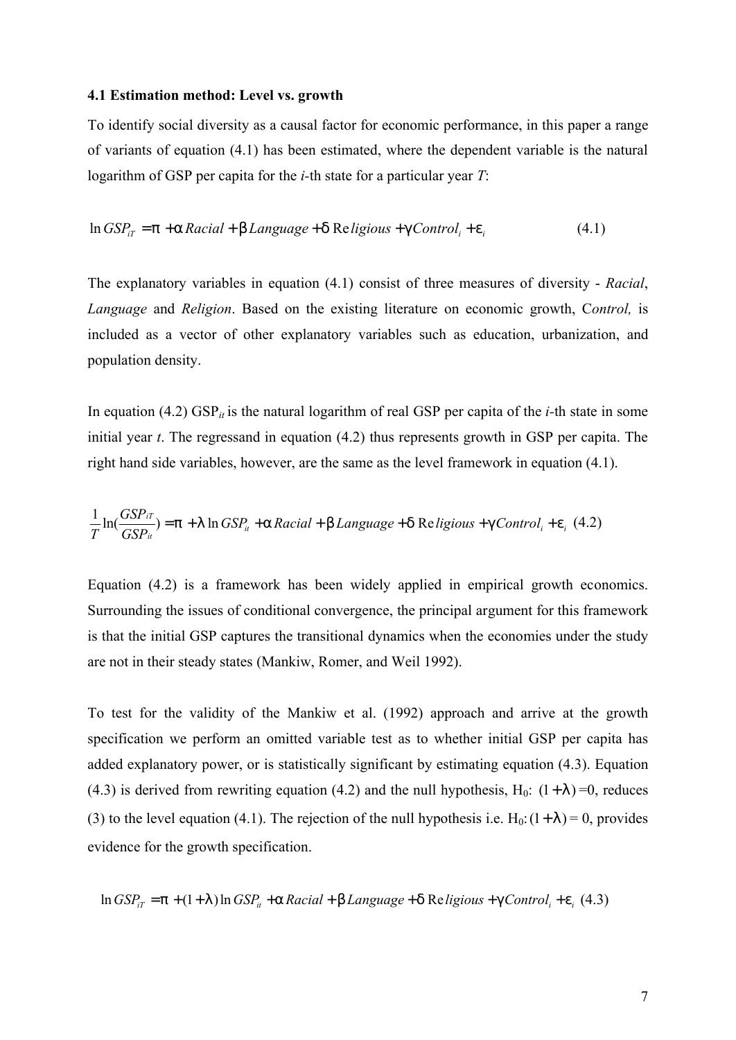### 4.1 Estimation method: Level vs. growth

To identify social diversity as a causal factor for economic performance, in this paper a range of variants of equation (4.1) has been estimated, where the dependent variable is the natural logarithm of GSP per capita for the *i*-th state for a particular year *T*:

$$\ln GSP_{iT} = \pi + \alpha Racial + \beta Language + \delta Religious + \gamma Control_i + \varepsilon_i \qquad (4.1)$$

The explanatory variables in equation (4.1) consist of three measures of diversity - *Racial*, *Language* and *Religion*. Based on the existing literature on economic growth, C*ontrol,* is included as a vector of other explanatory variables such as education, urbanization, and population density.

In equation (4.2) $GSP_{it}$ is the natural logarithm of real GSP per capita of the *i*-th state in some initial year *t*. The regressand in equation (4.2) thus represents growth in GSP per capita. The right hand side variables, however, are the same as the level framework in equation (4.1).

$$\frac{1}{T}\ln(\frac{GSP_{iT}}{GSP_{it}}) = \pi + \lambda \ln GSP_{it} + \alpha Racial + \beta Language + \delta Religious + \gamma Control_i + \varepsilon_i \quad (4.2)$$

Equation (4.2) is a framework has been widely applied in empirical growth economics. Surrounding the issues of conditional convergence, the principal argument for this framework is that the initial GSP captures the transitional dynamics when the economies under the study are not in their steady states (Mankiw, Romer, and Weil 1992).

To test for the validity of the Mankiw et al. (1992) approach and arrive at the growth specification we perform an omitted variable test as to whether initial GSP per capita has added explanatory power, or is statistically significant by estimating equation (4.3). Equation (4.3) is derived from rewriting equation (4.2) and the null hypothesis, $H_0$: $(1+\lambda)$ =0, reduces (3) to the level equation (4.1). The rejection of the null hypothesis i.e. $H_0$: $(1+\lambda)$ = 0, provides evidence for the growth specification.

$$\ln GSP_{iT} = \pi + (1+\lambda)\ln GSP_{it} + \alpha Racial + \beta Language + \delta Religious + \gamma Control_i + \varepsilon_i \quad (4.3)$$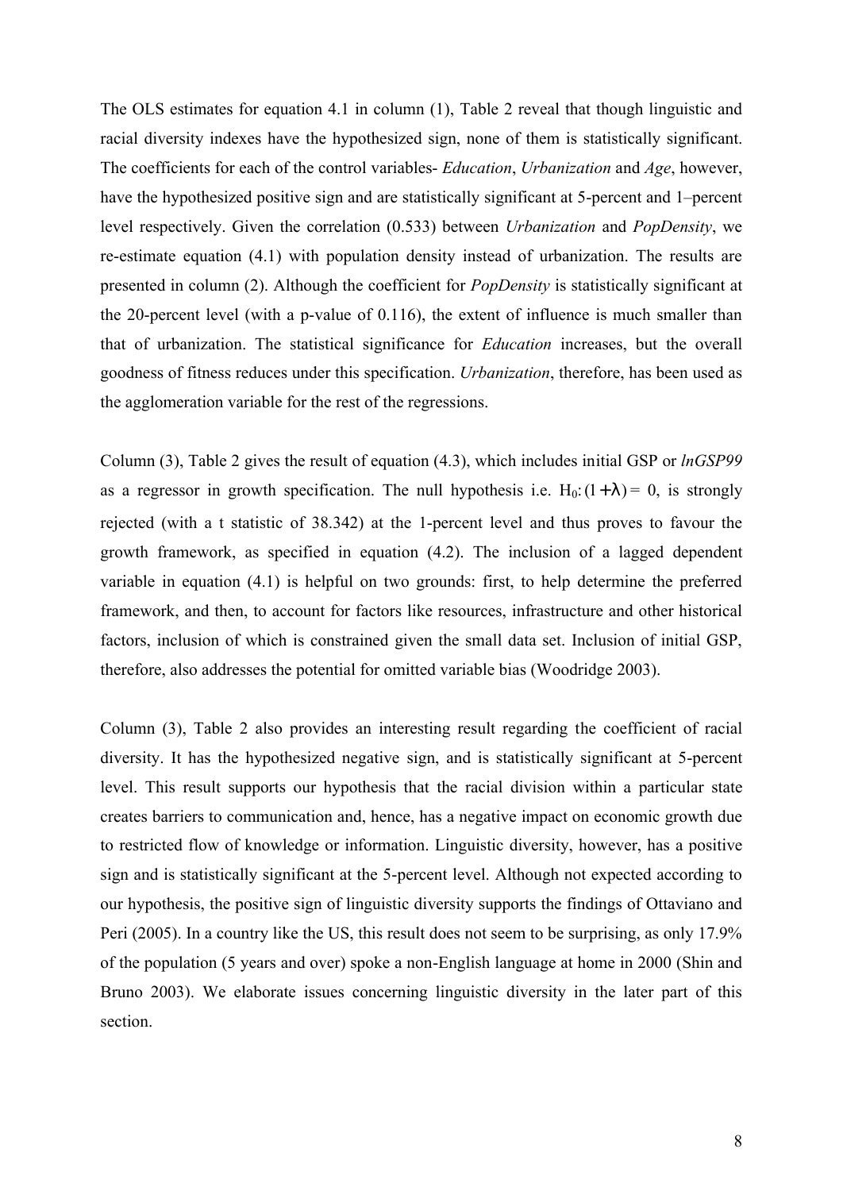The OLS estimates for equation 4.1 in column (1), Table 2 reveal that though linguistic and racial diversity indexes have the hypothesized sign, none of them is statistically significant. The coefficients for each of the control variables- *Education*, *Urbanization* and *Age*, however, have the hypothesized positive sign and are statistically significant at 5-percent and 1–percent level respectively. Given the correlation (0.533) between *Urbanization* and *PopDensity*, we re-estimate equation (4.1) with population density instead of urbanization. The results are presented in column (2). Although the coefficient for *PopDensity* is statistically significant at the 20-percent level (with a p-value of 0.116), the extent of influence is much smaller than that of urbanization. The statistical significance for *Education* increases, but the overall goodness of fitness reduces under this specification. *Urbanization*, therefore, has been used as the agglomeration variable for the rest of the regressions.

Column (3), Table 2 gives the result of equation (4.3), which includes initial GSP or *lnGSP99* as a regressor in growth specification. The null hypothesis i.e. $H_0: (1+\lambda) = 0$, is strongly rejected (with a t statistic of 38.342) at the 1-percent level and thus proves to favour the growth framework, as specified in equation (4.2). The inclusion of a lagged dependent variable in equation (4.1) is helpful on two grounds: first, to help determine the preferred framework, and then, to account for factors like resources, infrastructure and other historical factors, inclusion of which is constrained given the small data set. Inclusion of initial GSP, therefore, also addresses the potential for omitted variable bias (Woodridge 2003).

Column (3), Table 2 also provides an interesting result regarding the coefficient of racial diversity. It has the hypothesized negative sign, and is statistically significant at 5-percent level. This result supports our hypothesis that the racial division within a particular state creates barriers to communication and, hence, has a negative impact on economic growth due to restricted flow of knowledge or information. Linguistic diversity, however, has a positive sign and is statistically significant at the 5-percent level. Although not expected according to our hypothesis, the positive sign of linguistic diversity supports the findings of Ottaviano and Peri (2005). In a country like the US, this result does not seem to be surprising, as only 17.9% of the population (5 years and over) spoke a non-English language at home in 2000 (Shin and Bruno 2003). We elaborate issues concerning linguistic diversity in the later part of this section.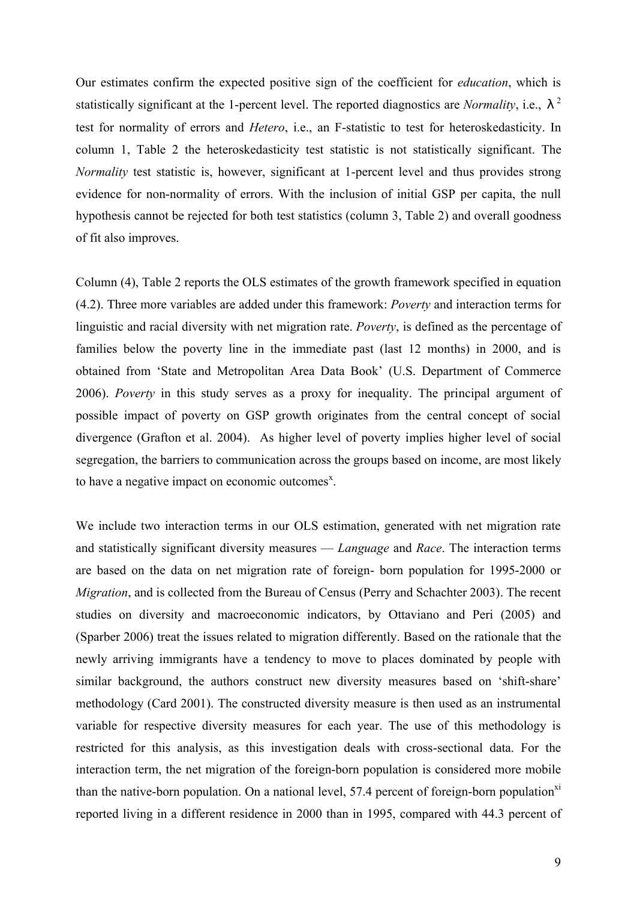Our estimates confirm the expected positive sign of the coefficient for *education*, which is statistically significant at the 1-percent level. The reported diagnostics are *Normality*, i.e., $\lambda^2$ test for normality of errors and *Hetero*, i.e., an F-statistic to test for heteroskedasticity. In column 1, Table 2 the heteroskedasticity test statistic is not statistically significant. The *Normality* test statistic is, however, significant at 1-percent level and thus provides strong evidence for non-normality of errors. With the inclusion of initial GSP per capita, the null hypothesis cannot be rejected for both test statistics (column 3, Table 2) and overall goodness of fit also improves.

Column (4), Table 2 reports the OLS estimates of the growth framework specified in equation (4.2). Three more variables are added under this framework: *Poverty* and interaction terms for linguistic and racial diversity with net migration rate. *Poverty*, is defined as the percentage of families below the poverty line in the immediate past (last 12 months) in 2000, and is obtained from 'State and Metropolitan Area Data Book' (U.S. Department of Commerce 2006). *Poverty* in this study serves as a proxy for inequality. The principal argument of possible impact of poverty on GSP growth originates from the central concept of social divergence (Grafton et al. 2004). As higher level of poverty implies higher level of social segregation, the barriers to communication across the groups based on income, are most likely to have a negative impact on economic outcomes[x].

We include two interaction terms in our OLS estimation, generated with net migration rate and statistically significant diversity measures — *Language* and *Race*. The interaction terms are based on the data on net migration rate of foreign- born population for 1995-2000 or *Migration*, and is collected from the Bureau of Census (Perry and Schachter 2003). The recent studies on diversity and macroeconomic indicators, by Ottaviano and Peri (2005) and (Sparber 2006) treat the issues related to migration differently. Based on the rationale that the newly arriving immigrants have a tendency to move to places dominated by people with similar background, the authors construct new diversity measures based on 'shift-share' methodology (Card 2001). The constructed diversity measure is then used as an instrumental variable for respective diversity measures for each year. The use of this methodology is restricted for this analysis, as this investigation deals with cross-sectional data. For the interaction term, the net migration of the foreign-born population is considered more mobile than the native-born population. On a national level, 57.4 percent of foreign-born population[xi] reported living in a different residence in 2000 than in 1995, compared with 44.3 percent of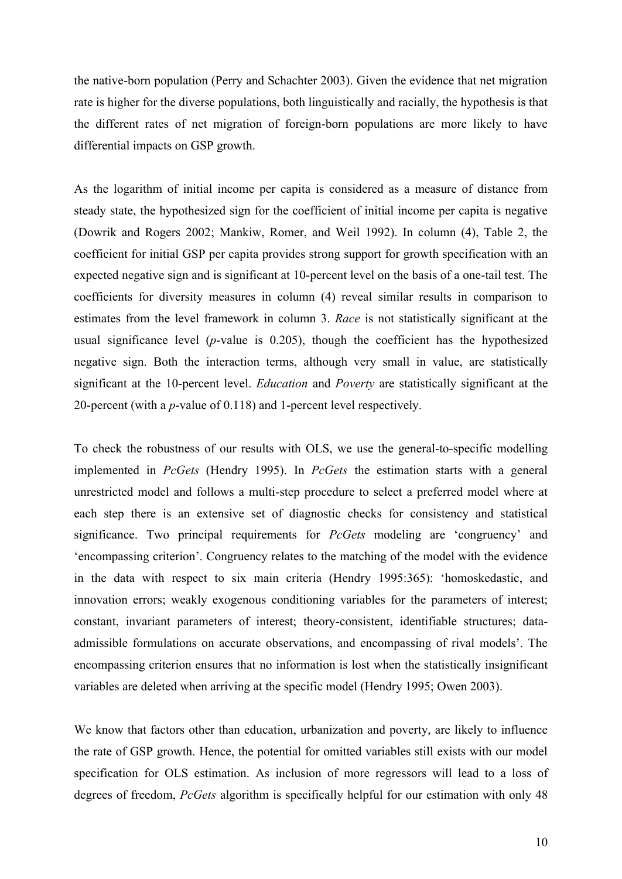the native-born population (Perry and Schachter 2003). Given the evidence that net migration rate is higher for the diverse populations, both linguistically and racially, the hypothesis is that the different rates of net migration of foreign-born populations are more likely to have differential impacts on GSP growth.

As the logarithm of initial income per capita is considered as a measure of distance from steady state, the hypothesized sign for the coefficient of initial income per capita is negative (Dowrik and Rogers 2002; Mankiw, Romer, and Weil 1992). In column (4), Table 2, the coefficient for initial GSP per capita provides strong support for growth specification with an expected negative sign and is significant at 10-percent level on the basis of a one-tail test. The coefficients for diversity measures in column (4) reveal similar results in comparison to estimates from the level framework in column 3. *Race* is not statistically significant at the usual significance level (*p*-value is 0.205), though the coefficient has the hypothesized negative sign. Both the interaction terms, although very small in value, are statistically significant at the 10-percent level. *Education* and *Poverty* are statistically significant at the 20-percent (with a *p*-value of 0.118) and 1-percent level respectively.

To check the robustness of our results with OLS, we use the general-to-specific modelling implemented in *PcGets* (Hendry 1995). In *PcGets* the estimation starts with a general unrestricted model and follows a multi-step procedure to select a preferred model where at each step there is an extensive set of diagnostic checks for consistency and statistical significance. Two principal requirements for *PcGets* modeling are 'congruency' and 'encompassing criterion'. Congruency relates to the matching of the model with the evidence in the data with respect to six main criteria (Hendry 1995:365): 'homoskedastic, and innovation errors; weakly exogenous conditioning variables for the parameters of interest; constant, invariant parameters of interest; theory-consistent, identifiable structures; data-admissible formulations on accurate observations, and encompassing of rival models'. The encompassing criterion ensures that no information is lost when the statistically insignificant variables are deleted when arriving at the specific model (Hendry 1995; Owen 2003).

We know that factors other than education, urbanization and poverty, are likely to influence the rate of GSP growth. Hence, the potential for omitted variables still exists with our model specification for OLS estimation. As inclusion of more regressors will lead to a loss of degrees of freedom, *PcGets* algorithm is specifically helpful for our estimation with only 48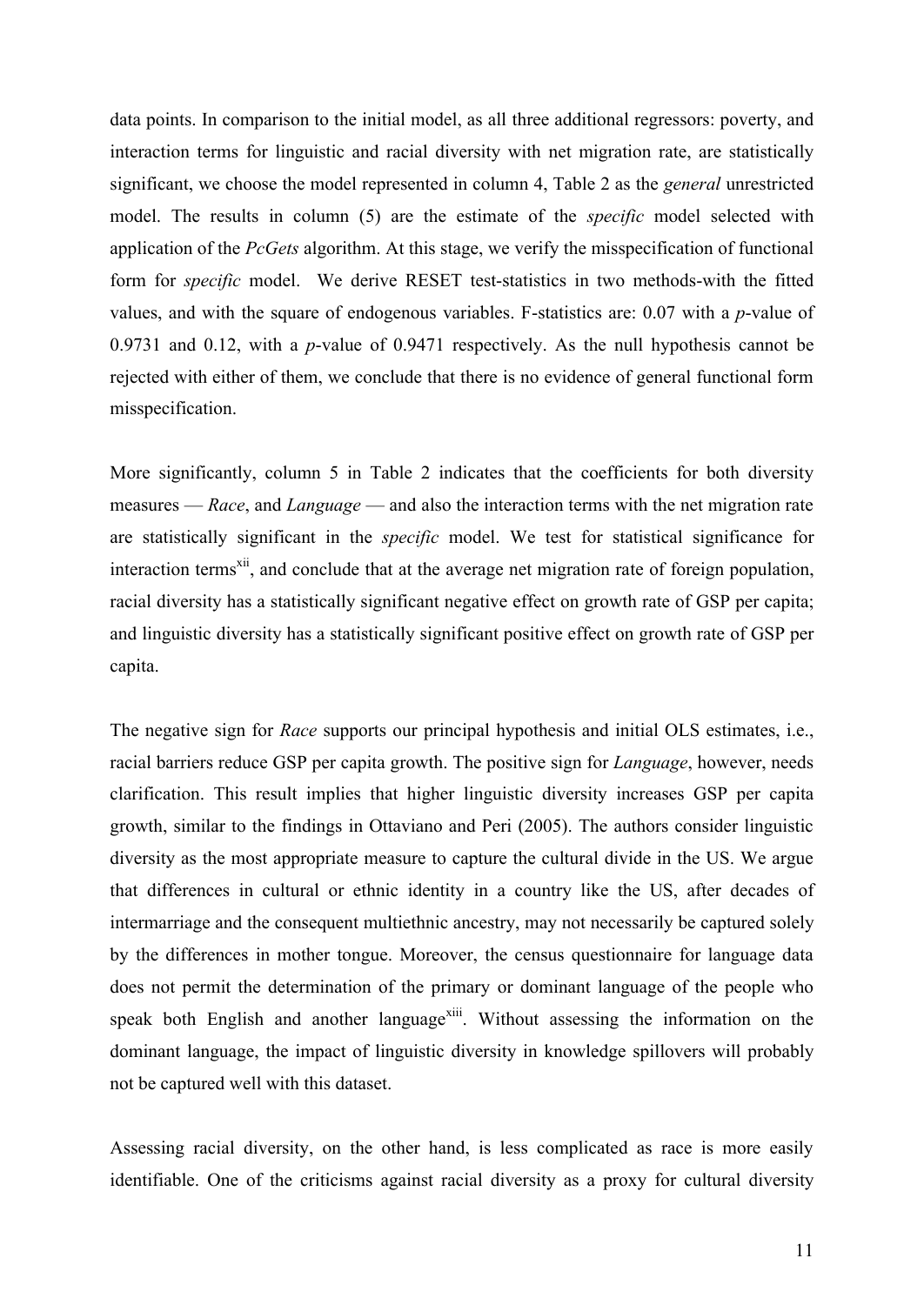data points. In comparison to the initial model, as all three additional regressors: poverty, and interaction terms for linguistic and racial diversity with net migration rate, are statistically significant, we choose the model represented in column 4, Table 2 as the *general* unrestricted model. The results in column (5) are the estimate of the *specific* model selected with application of the *PcGets* algorithm. At this stage, we verify the misspecification of functional form for *specific* model. We derive RESET test-statistics in two methods-with the fitted values, and with the square of endogenous variables. F-statistics are: 0.07 with a *p*-value of 0.9731 and 0.12, with a *p*-value of 0.9471 respectively. As the null hypothesis cannot be rejected with either of them, we conclude that there is no evidence of general functional form misspecification.

More significantly, column 5 in Table 2 indicates that the coefficients for both diversity measures — *Race*, and *Language* — and also the interaction terms with the net migration rate are statistically significant in the *specific* model. We test for statistical significance for interaction terms[xii], and conclude that at the average net migration rate of foreign population, racial diversity has a statistically significant negative effect on growth rate of GSP per capita; and linguistic diversity has a statistically significant positive effect on growth rate of GSP per capita.

The negative sign for *Race* supports our principal hypothesis and initial OLS estimates, i.e., racial barriers reduce GSP per capita growth. The positive sign for *Language*, however, needs clarification. This result implies that higher linguistic diversity increases GSP per capita growth, similar to the findings in Ottaviano and Peri (2005). The authors consider linguistic diversity as the most appropriate measure to capture the cultural divide in the US. We argue that differences in cultural or ethnic identity in a country like the US, after decades of intermarriage and the consequent multiethnic ancestry, may not necessarily be captured solely by the differences in mother tongue. Moreover, the census questionnaire for language data does not permit the determination of the primary or dominant language of the people who speak both English and another language[xiii]. Without assessing the information on the dominant language, the impact of linguistic diversity in knowledge spillovers will probably not be captured well with this dataset.

Assessing racial diversity, on the other hand, is less complicated as race is more easily identifiable. One of the criticisms against racial diversity as a proxy for cultural diversity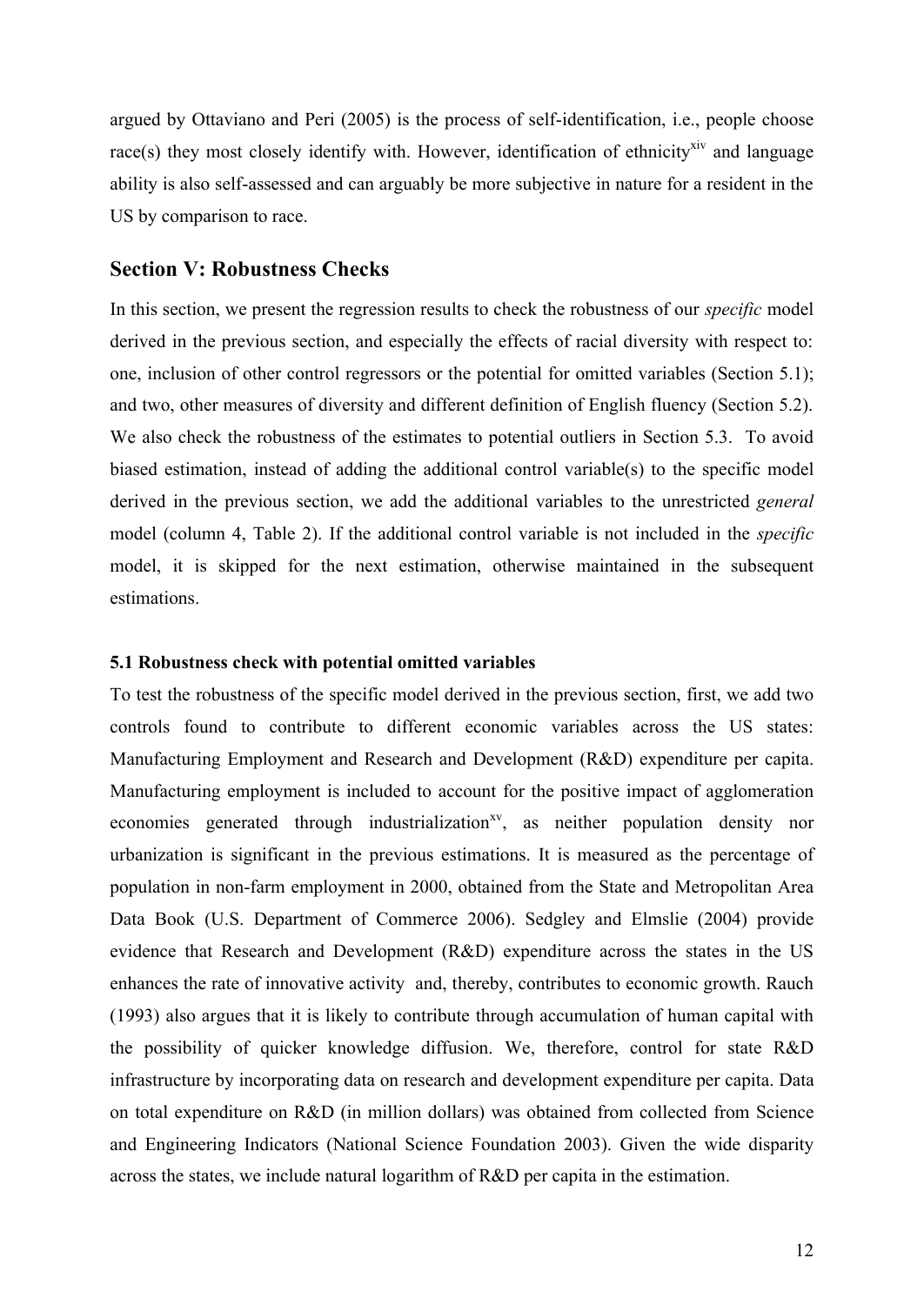argued by Ottaviano and Peri (2005) is the process of self-identification, i.e., people choose race(s) they most closely identify with. However, identification of ethnicity[xiv] and language ability is also self-assessed and can arguably be more subjective in nature for a resident in the US by comparison to race.

## Section V: Robustness Checks

In this section, we present the regression results to check the robustness of our *specific* model derived in the previous section, and especially the effects of racial diversity with respect to: one, inclusion of other control regressors or the potential for omitted variables (Section 5.1); and two, other measures of diversity and different definition of English fluency (Section 5.2). We also check the robustness of the estimates to potential outliers in Section 5.3. To avoid biased estimation, instead of adding the additional control variable(s) to the specific model derived in the previous section, we add the additional variables to the unrestricted *general* model (column 4, Table 2). If the additional control variable is not included in the *specific* model, it is skipped for the next estimation, otherwise maintained in the subsequent estimations.

### 5.1 Robustness check with potential omitted variables

To test the robustness of the specific model derived in the previous section, first, we add two controls found to contribute to different economic variables across the US states: Manufacturing Employment and Research and Development (R&D) expenditure per capita. Manufacturing employment is included to account for the positive impact of agglomeration economies generated through industrialization[xv], as neither population density nor urbanization is significant in the previous estimations. It is measured as the percentage of population in non-farm employment in 2000, obtained from the State and Metropolitan Area Data Book (U.S. Department of Commerce 2006). Sedgley and Elmslie (2004) provide evidence that Research and Development (R&D) expenditure across the states in the US enhances the rate of innovative activity and, thereby, contributes to economic growth. Rauch (1993) also argues that it is likely to contribute through accumulation of human capital with the possibility of quicker knowledge diffusion. We, therefore, control for state R&D infrastructure by incorporating data on research and development expenditure per capita. Data on total expenditure on R&D (in million dollars) was obtained from collected from Science and Engineering Indicators (National Science Foundation 2003). Given the wide disparity across the states, we include natural logarithm of R&D per capita in the estimation.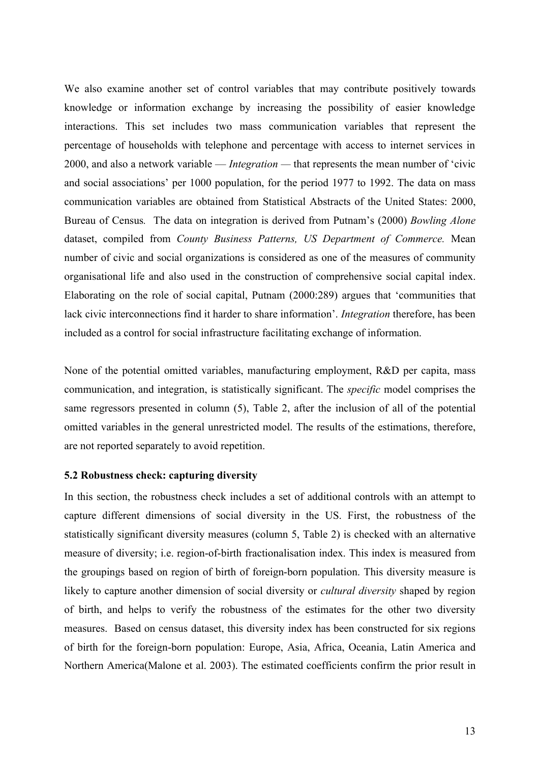We also examine another set of control variables that may contribute positively towards knowledge or information exchange by increasing the possibility of easier knowledge interactions. This set includes two mass communication variables that represent the percentage of households with telephone and percentage with access to internet services in 2000, and also a network variable — *Integration* — that represents the mean number of 'civic and social associations' per 1000 population, for the period 1977 to 1992. The data on mass communication variables are obtained from Statistical Abstracts of the United States: 2000, Bureau of Census*.* The data on integration is derived from Putnam's (2000) *Bowling Alone* dataset, compiled from *County Business Patterns, US Department of Commerce.* Mean number of civic and social organizations is considered as one of the measures of community organisational life and also used in the construction of comprehensive social capital index. Elaborating on the role of social capital, Putnam (2000:289) argues that 'communities that lack civic interconnections find it harder to share information'. *Integration* therefore, has been included as a control for social infrastructure facilitating exchange of information.

None of the potential omitted variables, manufacturing employment, R&D per capita, mass communication, and integration, is statistically significant. The *specific* model comprises the same regressors presented in column (5), Table 2, after the inclusion of all of the potential omitted variables in the general unrestricted model. The results of the estimations, therefore, are not reported separately to avoid repetition.

### 5.2 Robustness check: capturing diversity

In this section, the robustness check includes a set of additional controls with an attempt to capture different dimensions of social diversity in the US. First, the robustness of the statistically significant diversity measures (column 5, Table 2) is checked with an alternative measure of diversity; i.e. region-of-birth fractionalisation index. This index is measured from the groupings based on region of birth of foreign-born population. This diversity measure is likely to capture another dimension of social diversity or *cultural diversity* shaped by region of birth, and helps to verify the robustness of the estimates for the other two diversity measures. Based on census dataset, this diversity index has been constructed for six regions of birth for the foreign-born population: Europe, Asia, Africa, Oceania, Latin America and Northern America(Malone et al. 2003). The estimated coefficients confirm the prior result in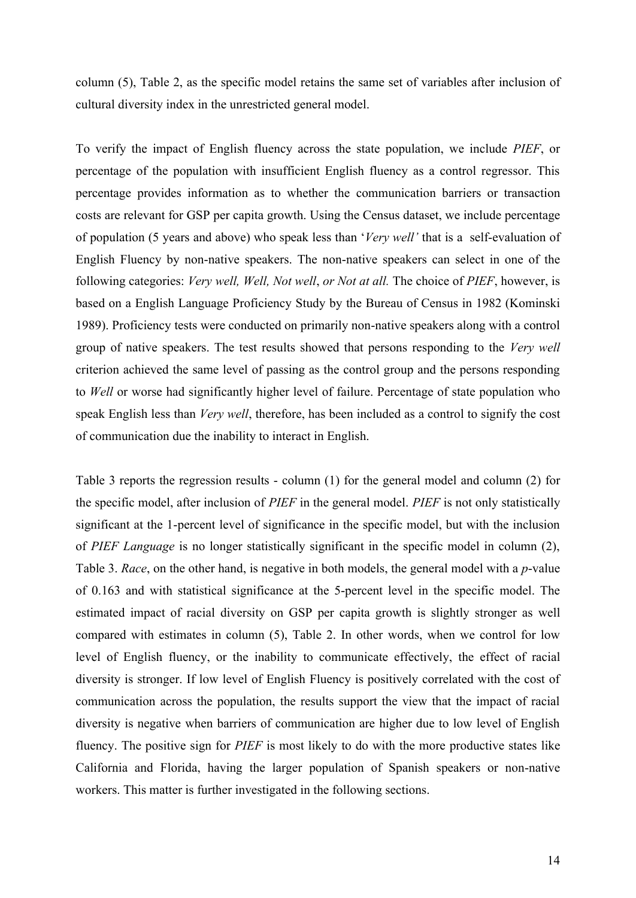column (5), Table 2, as the specific model retains the same set of variables after inclusion of cultural diversity index in the unrestricted general model.

To verify the impact of English fluency across the state population, we include *PIEF*, or percentage of the population with insufficient English fluency as a control regressor. This percentage provides information as to whether the communication barriers or transaction costs are relevant for GSP per capita growth. Using the Census dataset, we include percentage of population (5 years and above) who speak less than '*Very well'* that is a self-evaluation of English Fluency by non-native speakers. The non-native speakers can select in one of the following categories: *Very well, Well, Not well*, *or Not at all.* The choice of *PIEF*, however, is based on a English Language Proficiency Study by the Bureau of Census in 1982 (Kominski 1989). Proficiency tests were conducted on primarily non-native speakers along with a control group of native speakers. The test results showed that persons responding to the *Very well* criterion achieved the same level of passing as the control group and the persons responding to *Well* or worse had significantly higher level of failure. Percentage of state population who speak English less than *Very well*, therefore, has been included as a control to signify the cost of communication due the inability to interact in English.

Table 3 reports the regression results - column (1) for the general model and column (2) for the specific model, after inclusion of *PIEF* in the general model. *PIEF* is not only statistically significant at the 1-percent level of significance in the specific model, but with the inclusion of *PIEF Language* is no longer statistically significant in the specific model in column (2), Table 3. *Race*, on the other hand, is negative in both models, the general model with a *p*-value of 0.163 and with statistical significance at the 5-percent level in the specific model. The estimated impact of racial diversity on GSP per capita growth is slightly stronger as well compared with estimates in column (5), Table 2. In other words, when we control for low level of English fluency, or the inability to communicate effectively, the effect of racial diversity is stronger. If low level of English Fluency is positively correlated with the cost of communication across the population, the results support the view that the impact of racial diversity is negative when barriers of communication are higher due to low level of English fluency. The positive sign for *PIEF* is most likely to do with the more productive states like California and Florida, having the larger population of Spanish speakers or non-native workers. This matter is further investigated in the following sections.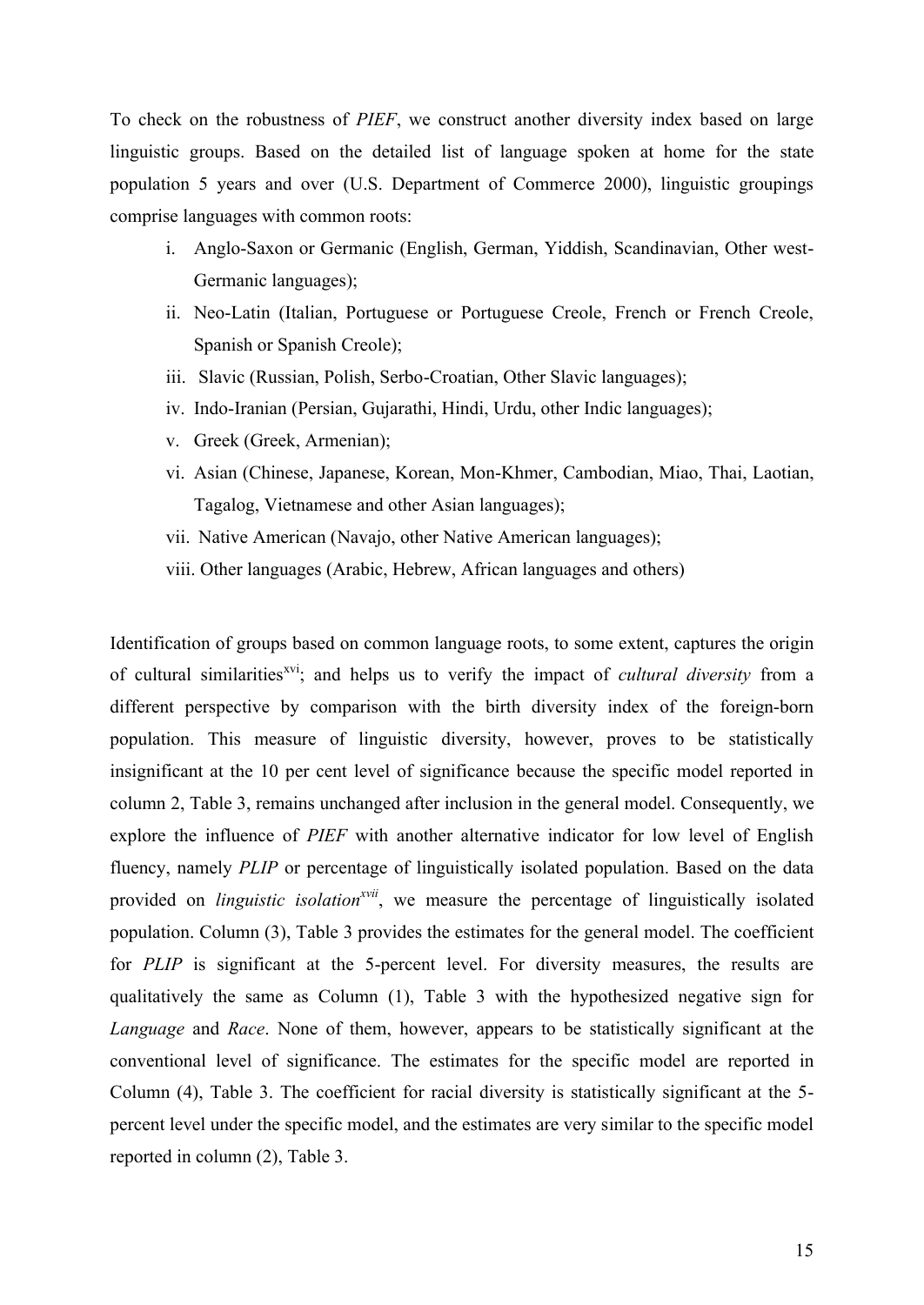To check on the robustness of *PIEF*, we construct another diversity index based on large linguistic groups. Based on the detailed list of language spoken at home for the state population 5 years and over (U.S. Department of Commerce 2000), linguistic groupings comprise languages with common roots:

i. Anglo-Saxon or Germanic (English, German, Yiddish, Scandinavian, Other west-Germanic languages);
ii. Neo-Latin (Italian, Portuguese or Portuguese Creole, French or French Creole, Spanish or Spanish Creole);
iii. Slavic (Russian, Polish, Serbo-Croatian, Other Slavic languages);
iv. Indo-Iranian (Persian, Gujarathi, Hindi, Urdu, other Indic languages);
v. Greek (Greek, Armenian);
vi. Asian (Chinese, Japanese, Korean, Mon-Khmer, Cambodian, Miao, Thai, Laotian, Tagalog, Vietnamese and other Asian languages);
vii. Native American (Navajo, other Native American languages);
viii. Other languages (Arabic, Hebrew, African languages and others)

Identification of groups based on common language roots, to some extent, captures the origin of cultural similarities[xvi]; and helps us to verify the impact of *cultural diversity* from a different perspective by comparison with the birth diversity index of the foreign-born population. This measure of linguistic diversity, however, proves to be statistically insignificant at the 10 per cent level of significance because the specific model reported in column 2, Table 3, remains unchanged after inclusion in the general model. Consequently, we explore the influence of *PIEF* with another alternative indicator for low level of English fluency, namely *PLIP* or percentage of linguistically isolated population. Based on the data provided on *linguistic isolation*[xvii], we measure the percentage of linguistically isolated population. Column (3), Table 3 provides the estimates for the general model. The coefficient for *PLIP* is significant at the 5-percent level. For diversity measures, the results are qualitatively the same as Column (1), Table 3 with the hypothesized negative sign for *Language* and *Race*. None of them, however, appears to be statistically significant at the conventional level of significance. The estimates for the specific model are reported in Column (4), Table 3. The coefficient for racial diversity is statistically significant at the 5-percent level under the specific model, and the estimates are very similar to the specific model reported in column (2), Table 3.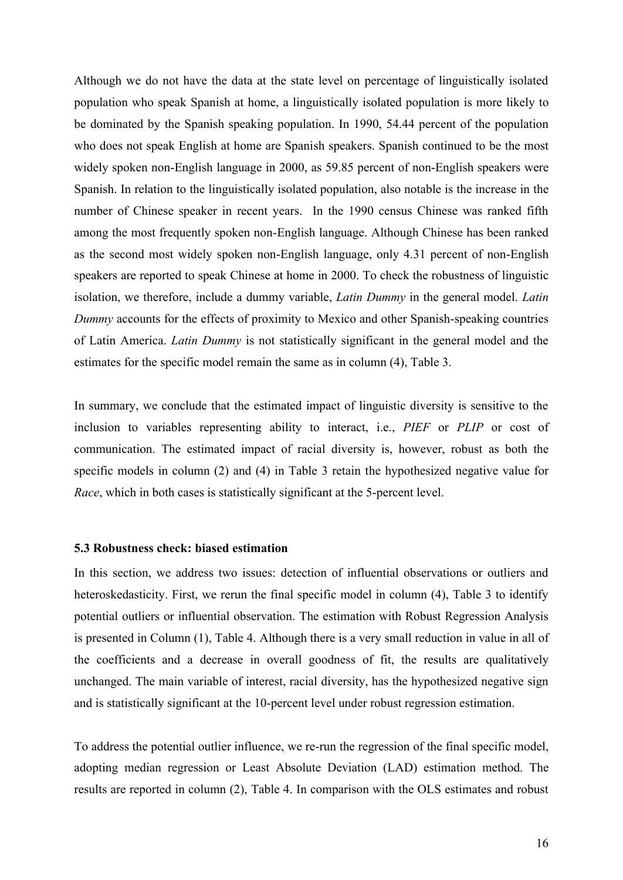Although we do not have the data at the state level on percentage of linguistically isolated population who speak Spanish at home, a linguistically isolated population is more likely to be dominated by the Spanish speaking population. In 1990, 54.44 percent of the population who does not speak English at home are Spanish speakers. Spanish continued to be the most widely spoken non-English language in 2000, as 59.85 percent of non-English speakers were Spanish. In relation to the linguistically isolated population, also notable is the increase in the number of Chinese speaker in recent years. In the 1990 census Chinese was ranked fifth among the most frequently spoken non-English language. Although Chinese has been ranked as the second most widely spoken non-English language, only 4.31 percent of non-English speakers are reported to speak Chinese at home in 2000. To check the robustness of linguistic isolation, we therefore, include a dummy variable, *Latin Dummy* in the general model. *Latin Dummy* accounts for the effects of proximity to Mexico and other Spanish-speaking countries of Latin America. *Latin Dummy* is not statistically significant in the general model and the estimates for the specific model remain the same as in column (4), Table 3.

In summary, we conclude that the estimated impact of linguistic diversity is sensitive to the inclusion to variables representing ability to interact, i.e., *PIEF* or *PLIP* or cost of communication. The estimated impact of racial diversity is, however, robust as both the specific models in column (2) and (4) in Table 3 retain the hypothesized negative value for *Race*, which in both cases is statistically significant at the 5-percent level.

### 5.3 Robustness check: biased estimation

In this section, we address two issues: detection of influential observations or outliers and heteroskedasticity. First, we rerun the final specific model in column (4), Table 3 to identify potential outliers or influential observation. The estimation with Robust Regression Analysis is presented in Column (1), Table 4. Although there is a very small reduction in value in all of the coefficients and a decrease in overall goodness of fit, the results are qualitatively unchanged. The main variable of interest, racial diversity, has the hypothesized negative sign and is statistically significant at the 10-percent level under robust regression estimation.

To address the potential outlier influence, we re-run the regression of the final specific model, adopting median regression or Least Absolute Deviation (LAD) estimation method. The results are reported in column (2), Table 4. In comparison with the OLS estimates and robust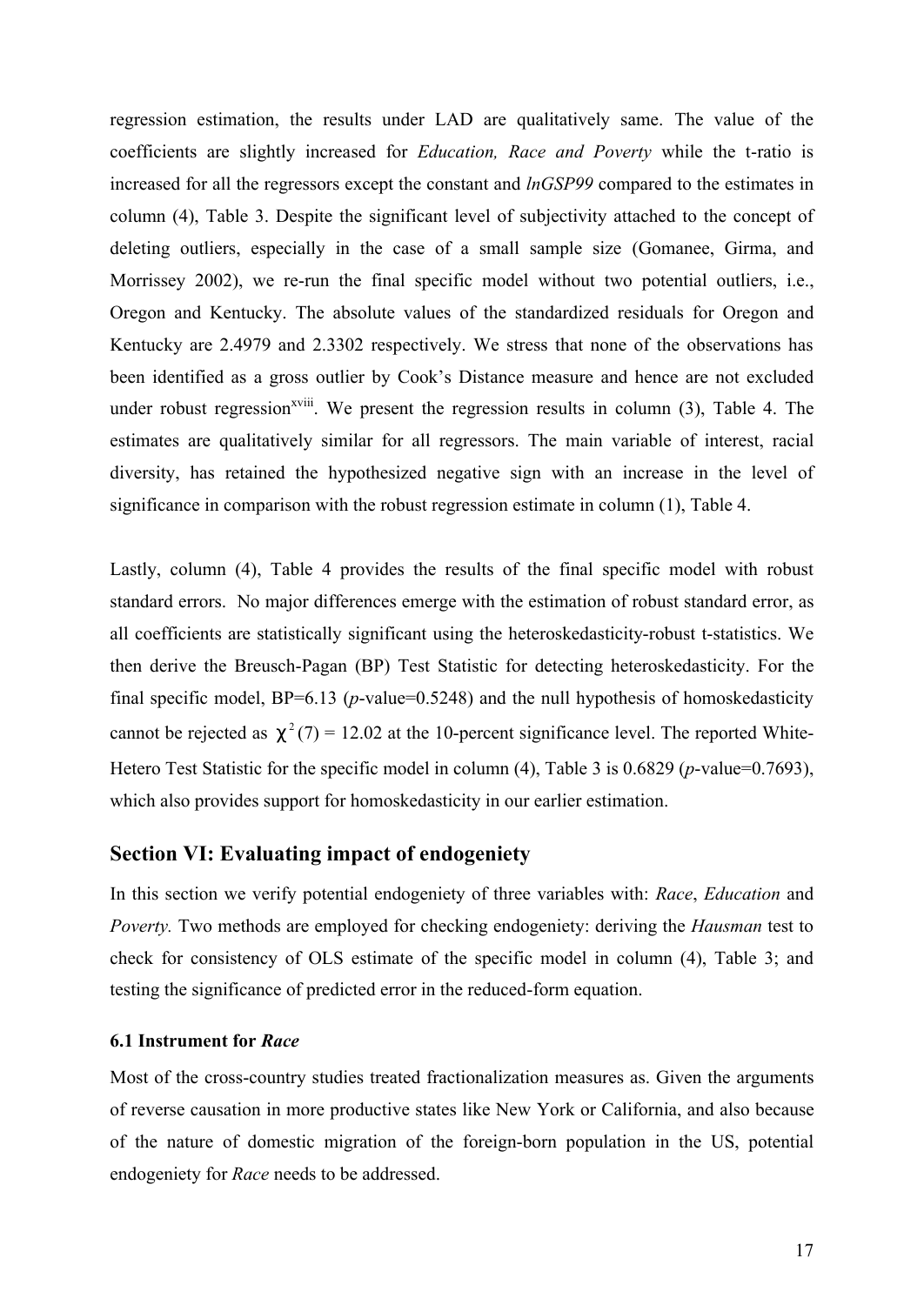regression estimation, the results under LAD are qualitatively same. The value of the coefficients are slightly increased for *Education, Race and Poverty* while the t-ratio is increased for all the regressors except the constant and *lnGSP99* compared to the estimates in column (4), Table 3. Despite the significant level of subjectivity attached to the concept of deleting outliers, especially in the case of a small sample size (Gomanee, Girma, and Morrissey 2002), we re-run the final specific model without two potential outliers, i.e., Oregon and Kentucky. The absolute values of the standardized residuals for Oregon and Kentucky are 2.4979 and 2.3302 respectively. We stress that none of the observations has been identified as a gross outlier by Cook's Distance measure and hence are not excluded under robust regression[xviii]. We present the regression results in column (3), Table 4. The estimates are qualitatively similar for all regressors. The main variable of interest, racial diversity, has retained the hypothesized negative sign with an increase in the level of significance in comparison with the robust regression estimate in column (1), Table 4.

Lastly, column (4), Table 4 provides the results of the final specific model with robust standard errors. No major differences emerge with the estimation of robust standard error, as all coefficients are statistically significant using the heteroskedasticity-robust t-statistics. We then derive the Breusch-Pagan (BP) Test Statistic for detecting heteroskedasticity. For the final specific model, BP=6.13 ($p$-value=0.5248) and the null hypothesis of homoskedasticity cannot be rejected as $\chi^2(7) = 12.02$ at the 10-percent significance level. The reported White-Hetero Test Statistic for the specific model in column (4), Table 3 is 0.6829 ($p$-value=0.7693), which also provides support for homoskedasticity in our earlier estimation.

## Section VI: Evaluating impact of endogeniety

In this section we verify potential endogeniety of three variables with: *Race*, *Education* and *Poverty.* Two methods are employed for checking endogeniety: deriving the *Hausman* test to check for consistency of OLS estimate of the specific model in column (4), Table 3; and testing the significance of predicted error in the reduced-form equation.

### 6.1 Instrument for *Race*

Most of the cross-country studies treated fractionalization measures as. Given the arguments of reverse causation in more productive states like New York or California, and also because of the nature of domestic migration of the foreign-born population in the US, potential endogeniety for *Race* needs to be addressed.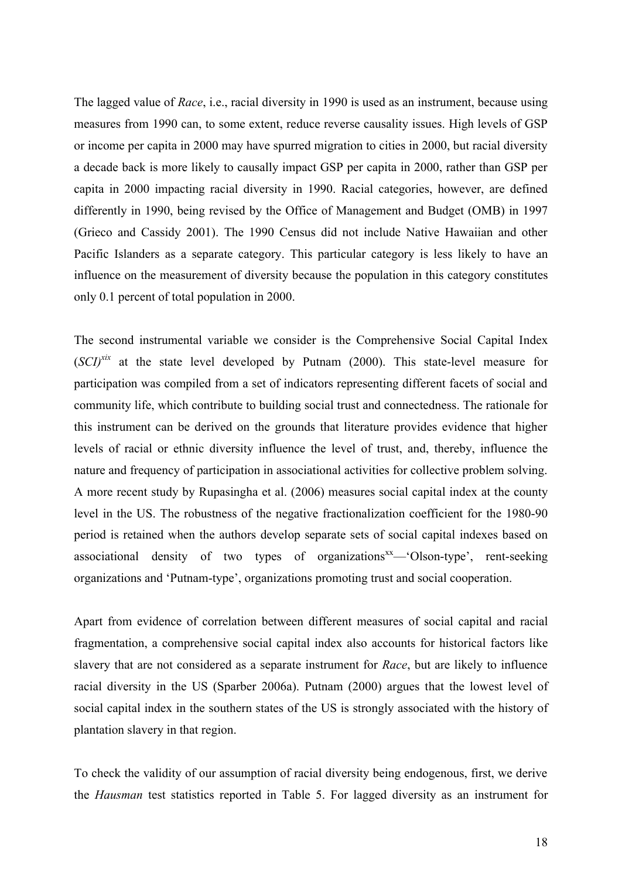The lagged value of *Race*, i.e., racial diversity in 1990 is used as an instrument, because using measures from 1990 can, to some extent, reduce reverse causality issues. High levels of GSP or income per capita in 2000 may have spurred migration to cities in 2000, but racial diversity a decade back is more likely to causally impact GSP per capita in 2000, rather than GSP per capita in 2000 impacting racial diversity in 1990. Racial categories, however, are defined differently in 1990, being revised by the Office of Management and Budget (OMB) in 1997 (Grieco and Cassidy 2001). The 1990 Census did not include Native Hawaiian and other Pacific Islanders as a separate category. This particular category is less likely to have an influence on the measurement of diversity because the population in this category constitutes only 0.1 percent of total population in 2000.

The second instrumental variable we consider is the Comprehensive Social Capital Index (*SCI*)[xix] at the state level developed by Putnam (2000). This state-level measure for participation was compiled from a set of indicators representing different facets of social and community life, which contribute to building social trust and connectedness. The rationale for this instrument can be derived on the grounds that literature provides evidence that higher levels of racial or ethnic diversity influence the level of trust, and, thereby, influence the nature and frequency of participation in associational activities for collective problem solving. A more recent study by Rupasingha et al. (2006) measures social capital index at the county level in the US. The robustness of the negative fractionalization coefficient for the 1980-90 period is retained when the authors develop separate sets of social capital indexes based on associational density of two types of organizations[xx]—'Olson-type', rent-seeking organizations and 'Putnam-type', organizations promoting trust and social cooperation.

Apart from evidence of correlation between different measures of social capital and racial fragmentation, a comprehensive social capital index also accounts for historical factors like slavery that are not considered as a separate instrument for *Race*, but are likely to influence racial diversity in the US (Sparber 2006a). Putnam (2000) argues that the lowest level of social capital index in the southern states of the US is strongly associated with the history of plantation slavery in that region.

To check the validity of our assumption of racial diversity being endogenous, first, we derive the *Hausman* test statistics reported in Table 5. For lagged diversity as an instrument for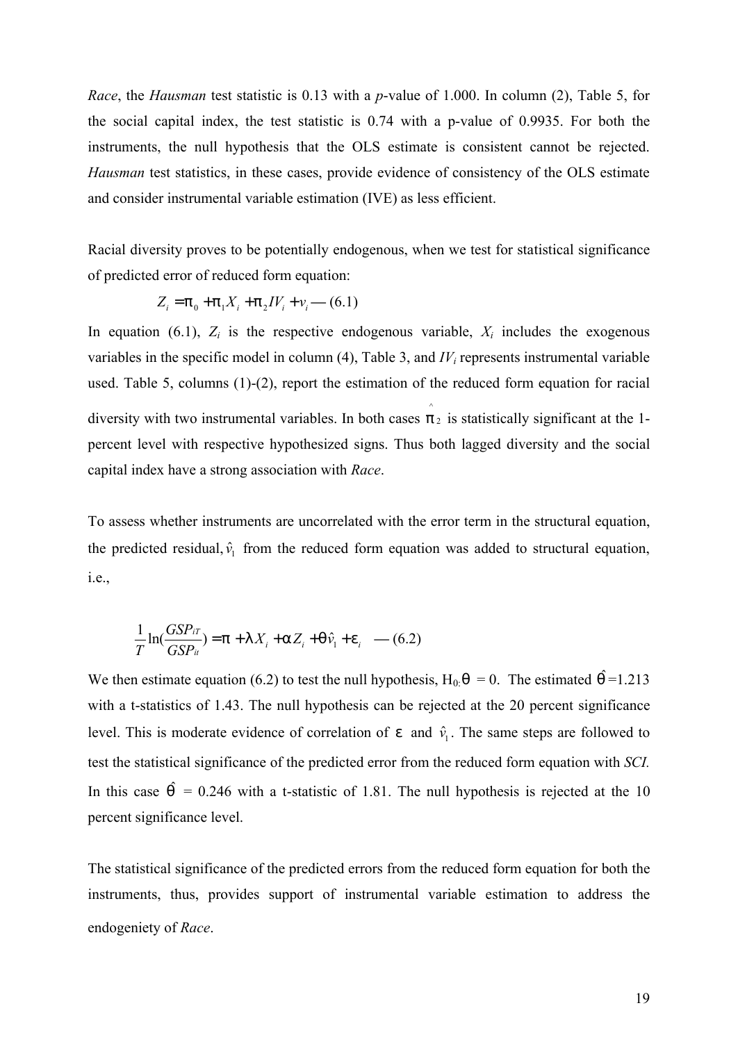*Race*, the *Hausman* test statistic is 0.13 with a *p*-value of 1.000. In column (2), Table 5, for the social capital index, the test statistic is 0.74 with a p-value of 0.9935. For both the instruments, the null hypothesis that the OLS estimate is consistent cannot be rejected. *Hausman* test statistics, in these cases, provide evidence of consistency of the OLS estimate and consider instrumental variable estimation (IVE) as less efficient.

Racial diversity proves to be potentially endogenous, when we test for statistical significance of predicted error of reduced form equation:

$$Z_i = \pi_0 + \pi_1 X_i + \pi_2 IV_i + v_i \text{ — (6.1)}$$

In equation (6.1), $Z_i$ is the respective endogenous variable, $X_i$ includes the exogenous variables in the specific model in column (4), Table 3, and $IV_i$ represents instrumental variable used. Table 5, columns (1)-(2), report the estimation of the reduced form equation for racial diversity with two instrumental variables. In both cases $\hat{\pi}_2$ is statistically significant at the 1-percent level with respective hypothesized signs. Thus both lagged diversity and the social capital index have a strong association with *Race*.

To assess whether instruments are uncorrelated with the error term in the structural equation, the predicted residual, $\hat{v}_1$ from the reduced form equation was added to structural equation, i.e.,

$$\frac{1}{T}\ln\left(\frac{GSP_{iT}}{GSP_{it}}\right) = \pi + \lambda X_i + \alpha Z_i + \theta \hat{v}_1 + \varepsilon_i \text{ — (6.2)}$$

We then estimate equation (6.2) to test the null hypothesis, $H_0: \theta = 0$. The estimated $\hat{\theta}$=1.213 with a t-statistics of 1.43. The null hypothesis can be rejected at the 20 percent significance level. This is moderate evidence of correlation of $\varepsilon$ and $\hat{v}_1$. The same steps are followed to test the statistical significance of the predicted error from the reduced form equation with *SCI.* In this case $\hat{\theta}$ = 0.246 with a t-statistic of 1.81. The null hypothesis is rejected at the 10 percent significance level.

The statistical significance of the predicted errors from the reduced form equation for both the instruments, thus, provides support of instrumental variable estimation to address the endogeniety of *Race*.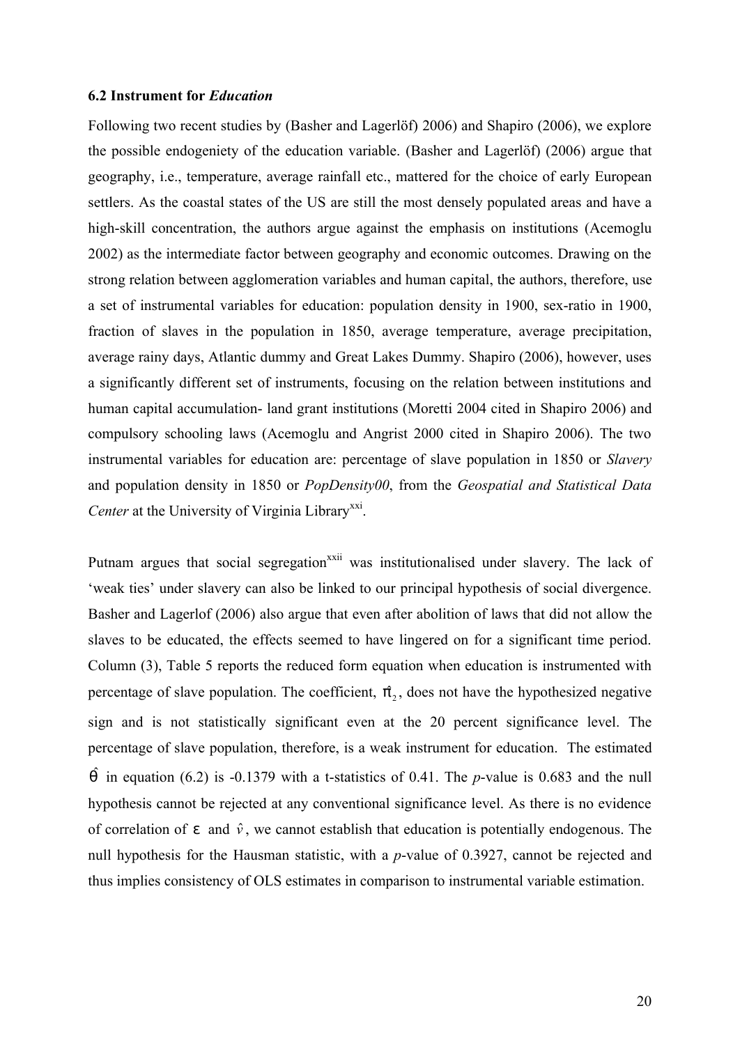### 6.2 Instrument for *Education*

Following two recent studies by (Basher and Lagerlöf) 2006) and Shapiro (2006), we explore the possible endogeniety of the education variable. (Basher and Lagerlöf) (2006) argue that geography, i.e., temperature, average rainfall etc., mattered for the choice of early European settlers. As the coastal states of the US are still the most densely populated areas and have a high-skill concentration, the authors argue against the emphasis on institutions (Acemoglu 2002) as the intermediate factor between geography and economic outcomes. Drawing on the strong relation between agglomeration variables and human capital, the authors, therefore, use a set of instrumental variables for education: population density in 1900, sex-ratio in 1900, fraction of slaves in the population in 1850, average temperature, average precipitation, average rainy days, Atlantic dummy and Great Lakes Dummy. Shapiro (2006), however, uses a significantly different set of instruments, focusing on the relation between institutions and human capital accumulation- land grant institutions (Moretti 2004 cited in Shapiro 2006) and compulsory schooling laws (Acemoglu and Angrist 2000 cited in Shapiro 2006). The two instrumental variables for education are: percentage of slave population in 1850 or *Slavery* and population density in 1850 or *PopDensity00*, from the *Geospatial and Statistical Data Center* at the University of Virginia Library[xxi].

Putnam argues that social segregation[xxii] was institutionalised under slavery. The lack of 'weak ties' under slavery can also be linked to our principal hypothesis of social divergence. Basher and Lagerlof (2006) also argue that even after abolition of laws that did not allow the slaves to be educated, the effects seemed to have lingered on for a significant time period. Column (3), Table 5 reports the reduced form equation when education is instrumented with percentage of slave population. The coefficient, $\hat{\pi}_2$, does not have the hypothesized negative sign and is not statistically significant even at the 20 percent significance level. The percentage of slave population, therefore, is a weak instrument for education. The estimated $\hat{\theta}$ in equation (6.2) is -0.1379 with a t-statistics of 0.41. The *p*-value is 0.683 and the null hypothesis cannot be rejected at any conventional significance level. As there is no evidence of correlation of $\varepsilon$ and $\hat{v}$, we cannot establish that education is potentially endogenous. The null hypothesis for the Hausman statistic, with a *p*-value of 0.3927, cannot be rejected and thus implies consistency of OLS estimates in comparison to instrumental variable estimation.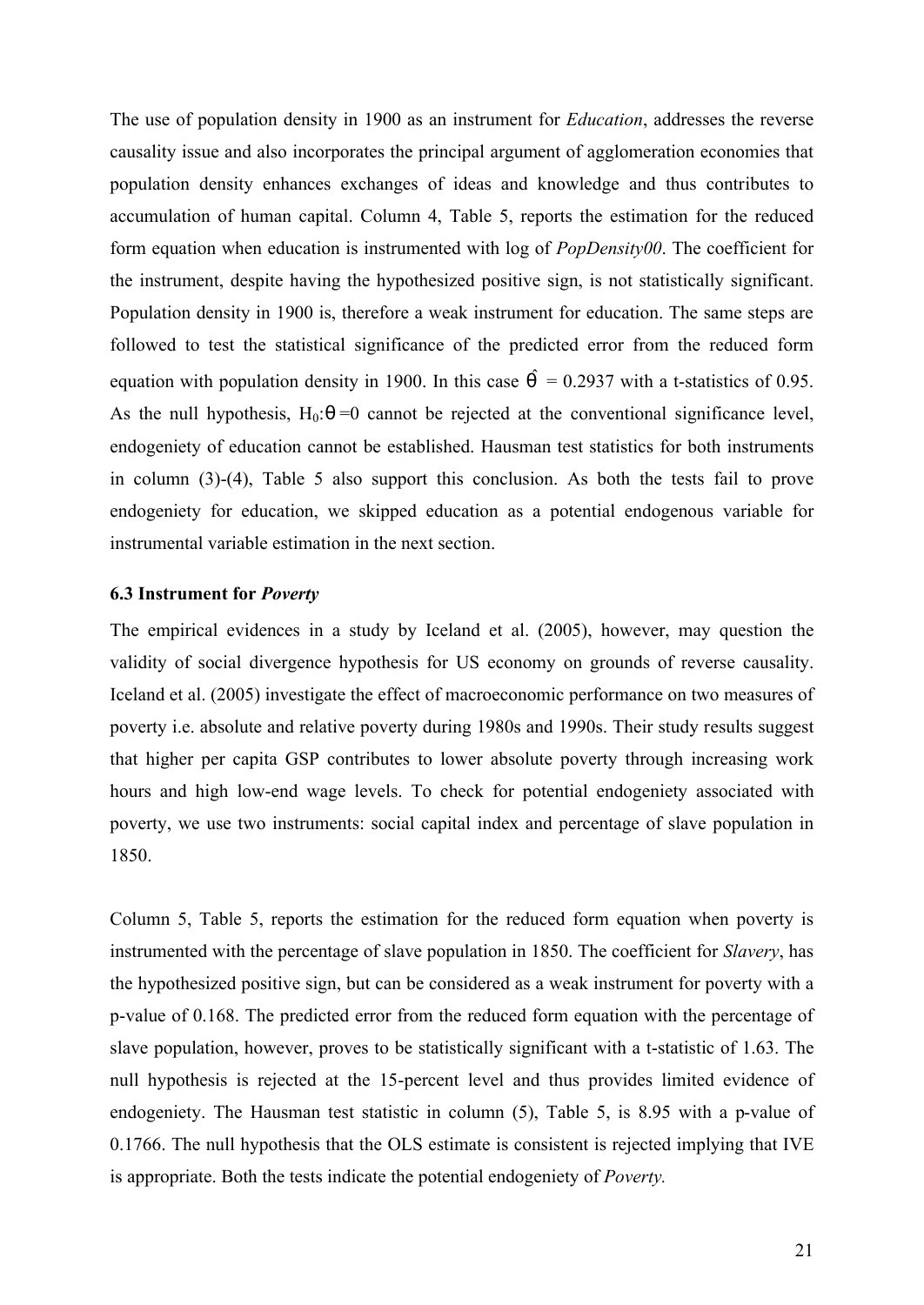The use of population density in 1900 as an instrument for *Education*, addresses the reverse causality issue and also incorporates the principal argument of agglomeration economies that population density enhances exchanges of ideas and knowledge and thus contributes to accumulation of human capital. Column 4, Table 5, reports the estimation for the reduced form equation when education is instrumented with log of *PopDensity00*. The coefficient for the instrument, despite having the hypothesized positive sign, is not statistically significant. Population density in 1900 is, therefore a weak instrument for education. The same steps are followed to test the statistical significance of the predicted error from the reduced form equation with population density in 1900. In this case $\hat{\theta}$ = 0.2937 with a t-statistics of 0.95. As the null hypothesis, $H_0$:$\theta$=0 cannot be rejected at the conventional significance level, endogeniety of education cannot be established. Hausman test statistics for both instruments in column (3)-(4), Table 5 also support this conclusion. As both the tests fail to prove endogeniety for education, we skipped education as a potential endogenous variable for instrumental variable estimation in the next section.

### 6.3 Instrument for *Poverty*

The empirical evidences in a study by Iceland et al. (2005), however, may question the validity of social divergence hypothesis for US economy on grounds of reverse causality. Iceland et al. (2005) investigate the effect of macroeconomic performance on two measures of poverty i.e. absolute and relative poverty during 1980s and 1990s. Their study results suggest that higher per capita GSP contributes to lower absolute poverty through increasing work hours and high low-end wage levels. To check for potential endogeniety associated with poverty, we use two instruments: social capital index and percentage of slave population in 1850.

Column 5, Table 5, reports the estimation for the reduced form equation when poverty is instrumented with the percentage of slave population in 1850. The coefficient for *Slavery*, has the hypothesized positive sign, but can be considered as a weak instrument for poverty with a p-value of 0.168. The predicted error from the reduced form equation with the percentage of slave population, however, proves to be statistically significant with a t-statistic of 1.63. The null hypothesis is rejected at the 15-percent level and thus provides limited evidence of endogeniety. The Hausman test statistic in column (5), Table 5, is 8.95 with a p-value of 0.1766. The null hypothesis that the OLS estimate is consistent is rejected implying that IVE is appropriate. Both the tests indicate the potential endogeniety of *Poverty.*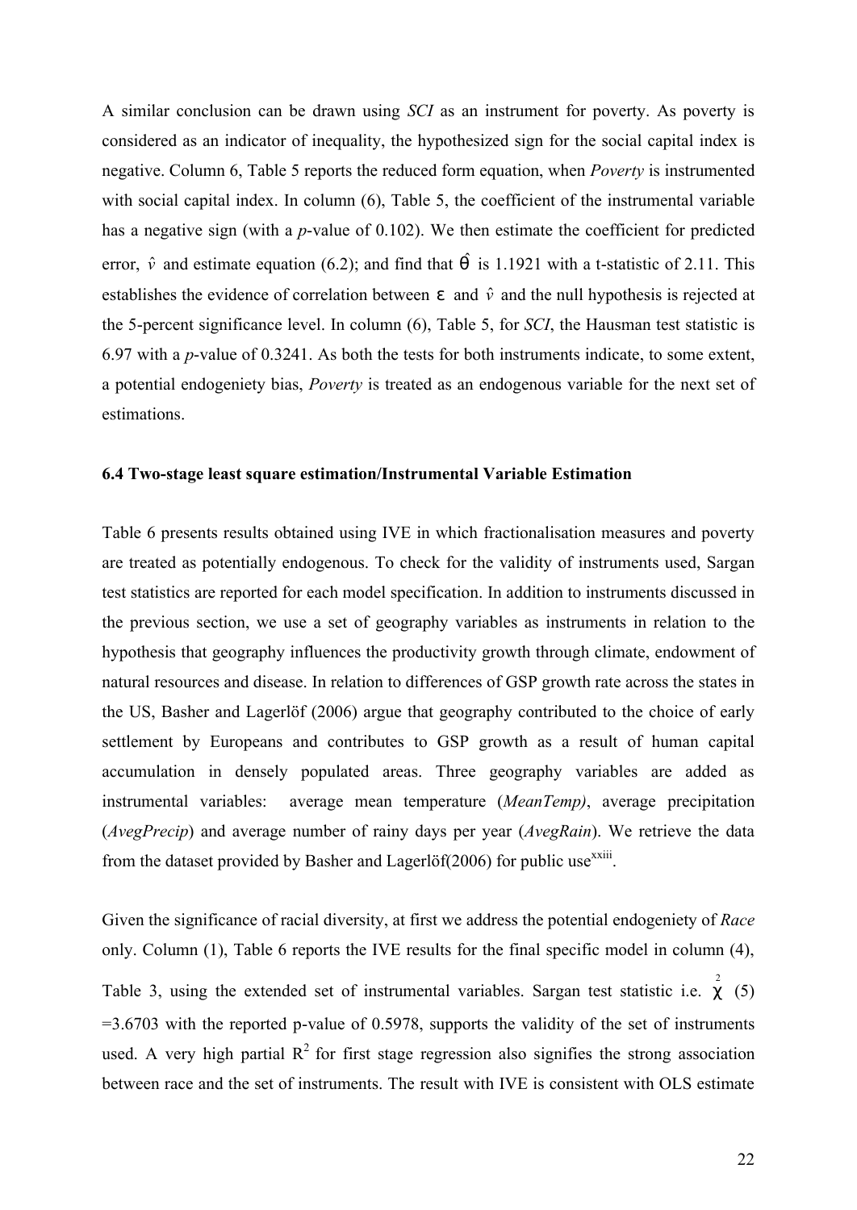A similar conclusion can be drawn using *SCI* as an instrument for poverty. As poverty is considered as an indicator of inequality, the hypothesized sign for the social capital index is negative. Column 6, Table 5 reports the reduced form equation, when *Poverty* is instrumented with social capital index. In column (6), Table 5, the coefficient of the instrumental variable has a negative sign (with a *p*-value of 0.102). We then estimate the coefficient for predicted error, $\hat{v}$ and estimate equation (6.2); and find that $\hat{\theta}$ is 1.1921 with a t-statistic of 2.11. This establishes the evidence of correlation between $\varepsilon$ and $\hat{v}$ and the null hypothesis is rejected at the 5-percent significance level. In column (6), Table 5, for *SCI*, the Hausman test statistic is 6.97 with a *p*-value of 0.3241. As both the tests for both instruments indicate, to some extent, a potential endogeniety bias, *Poverty* is treated as an endogenous variable for the next set of estimations.

### 6.4 Two-stage least square estimation/Instrumental Variable Estimation

Table 6 presents results obtained using IVE in which fractionalisation measures and poverty are treated as potentially endogenous. To check for the validity of instruments used, Sargan test statistics are reported for each model specification. In addition to instruments discussed in the previous section, we use a set of geography variables as instruments in relation to the hypothesis that geography influences the productivity growth through climate, endowment of natural resources and disease. In relation to differences of GSP growth rate across the states in the US, Basher and Lagerlöf (2006) argue that geography contributed to the choice of early settlement by Europeans and contributes to GSP growth as a result of human capital accumulation in densely populated areas. Three geography variables are added as instrumental variables: average mean temperature (*MeanTemp)*, average precipitation (*AvegPrecip*) and average number of rainy days per year (*AvegRain*). We retrieve the data from the dataset provided by Basher and Lagerlöf(2006) for public use[xxiii].

Given the significance of racial diversity, at first we address the potential endogeniety of *Race* only. Column (1), Table 6 reports the IVE results for the final specific model in column (4), Table 3, using the extended set of instrumental variables. Sargan test statistic i.e. $\chi^2(5)$ =3.6703 with the reported p-value of 0.5978, supports the validity of the set of instruments used. A very high partial $R^2$ for first stage regression also signifies the strong association between race and the set of instruments. The result with IVE is consistent with OLS estimate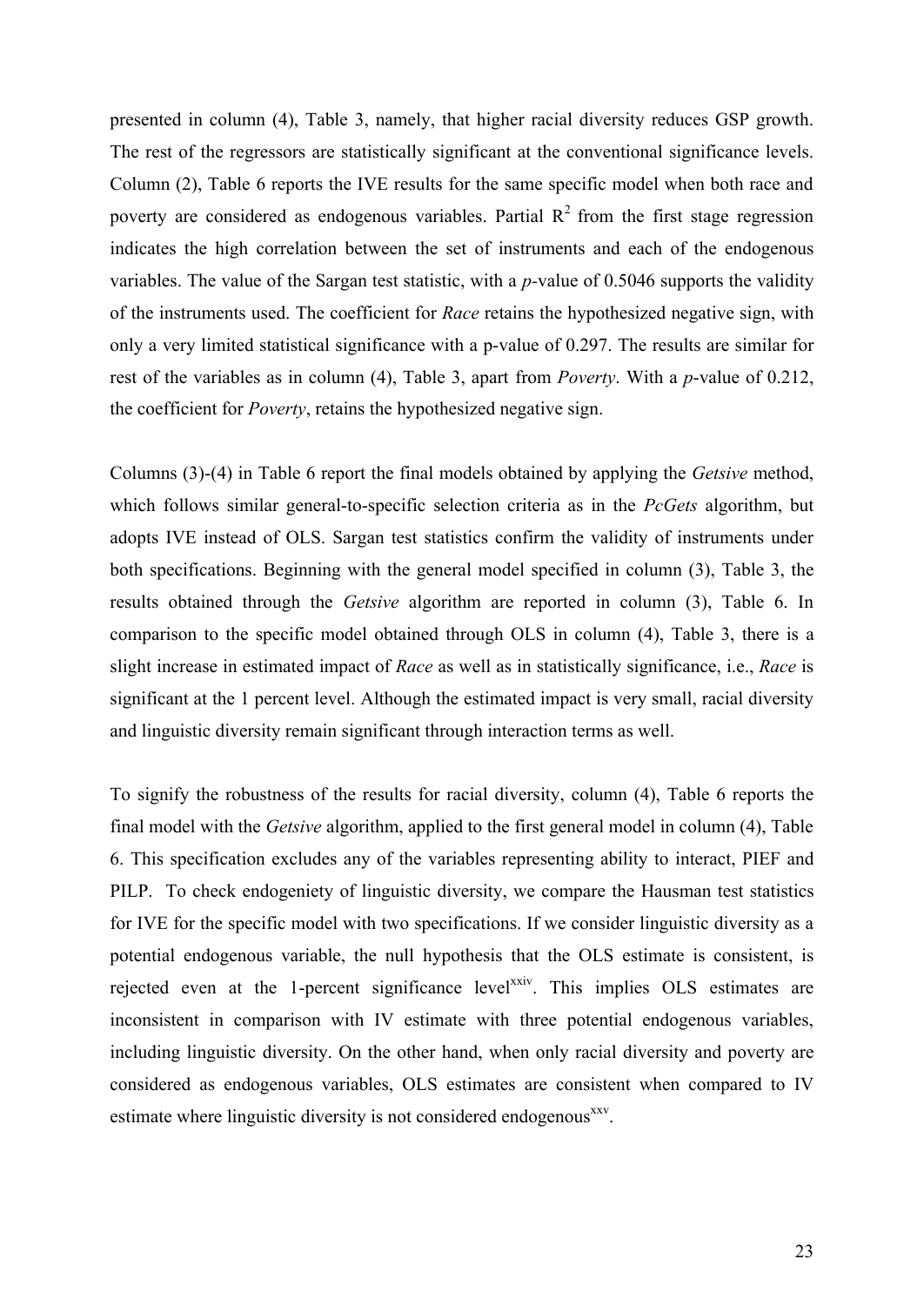presented in column (4), Table 3, namely, that higher racial diversity reduces GSP growth. The rest of the regressors are statistically significant at the conventional significance levels. Column (2), Table 6 reports the IVE results for the same specific model when both race and poverty are considered as endogenous variables. Partial $R^2$ from the first stage regression indicates the high correlation between the set of instruments and each of the endogenous variables. The value of the Sargan test statistic, with a *p*-value of 0.5046 supports the validity of the instruments used. The coefficient for *Race* retains the hypothesized negative sign, with only a very limited statistical significance with a p-value of 0.297. The results are similar for rest of the variables as in column (4), Table 3, apart from *Poverty*. With a *p*-value of 0.212, the coefficient for *Poverty*, retains the hypothesized negative sign.

Columns (3)-(4) in Table 6 report the final models obtained by applying the *Getsive* method, which follows similar general-to-specific selection criteria as in the *PcGets* algorithm, but adopts IVE instead of OLS. Sargan test statistics confirm the validity of instruments under both specifications. Beginning with the general model specified in column (3), Table 3, the results obtained through the *Getsive* algorithm are reported in column (3), Table 6. In comparison to the specific model obtained through OLS in column (4), Table 3, there is a slight increase in estimated impact of *Race* as well as in statistically significance, i.e., *Race* is significant at the 1 percent level. Although the estimated impact is very small, racial diversity and linguistic diversity remain significant through interaction terms as well.

To signify the robustness of the results for racial diversity, column (4), Table 6 reports the final model with the *Getsive* algorithm, applied to the first general model in column (4), Table 6. This specification excludes any of the variables representing ability to interact, PIEF and PILP. To check endogeniety of linguistic diversity, we compare the Hausman test statistics for IVE for the specific model with two specifications. If we consider linguistic diversity as a potential endogenous variable, the null hypothesis that the OLS estimate is consistent, is rejected even at the 1-percent significance level[xxiv]. This implies OLS estimates are inconsistent in comparison with IV estimate with three potential endogenous variables, including linguistic diversity. On the other hand, when only racial diversity and poverty are considered as endogenous variables, OLS estimates are consistent when compared to IV estimate where linguistic diversity is not considered endogenous[xxv].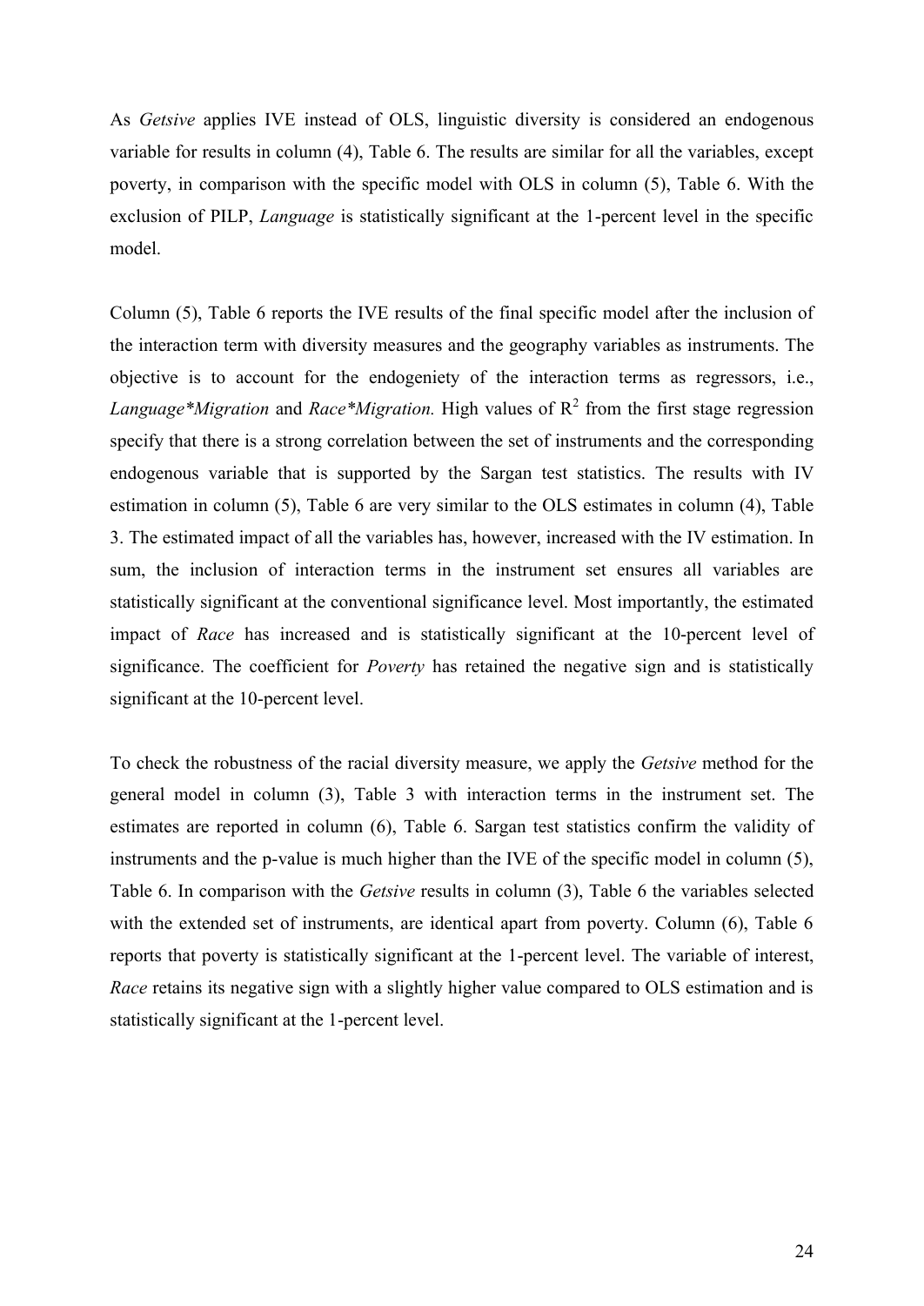As *Getsive* applies IVE instead of OLS, linguistic diversity is considered an endogenous variable for results in column (4), Table 6. The results are similar for all the variables, except poverty, in comparison with the specific model with OLS in column (5), Table 6. With the exclusion of PILP, *Language* is statistically significant at the 1-percent level in the specific model.

Column (5), Table 6 reports the IVE results of the final specific model after the inclusion of the interaction term with diversity measures and the geography variables as instruments. The objective is to account for the endogeniety of the interaction terms as regressors, i.e., *Language*Migration* and *Race*Migration.* High values of $R^2$ from the first stage regression specify that there is a strong correlation between the set of instruments and the corresponding endogenous variable that is supported by the Sargan test statistics. The results with IV estimation in column (5), Table 6 are very similar to the OLS estimates in column (4), Table 3. The estimated impact of all the variables has, however, increased with the IV estimation. In sum, the inclusion of interaction terms in the instrument set ensures all variables are statistically significant at the conventional significance level. Most importantly, the estimated impact of *Race* has increased and is statistically significant at the 10-percent level of significance. The coefficient for *Poverty* has retained the negative sign and is statistically significant at the 10-percent level.

To check the robustness of the racial diversity measure, we apply the *Getsive* method for the general model in column (3), Table 3 with interaction terms in the instrument set. The estimates are reported in column (6), Table 6. Sargan test statistics confirm the validity of instruments and the p-value is much higher than the IVE of the specific model in column (5), Table 6. In comparison with the *Getsive* results in column (3), Table 6 the variables selected with the extended set of instruments, are identical apart from poverty. Column (6), Table 6 reports that poverty is statistically significant at the 1-percent level. The variable of interest, *Race* retains its negative sign with a slightly higher value compared to OLS estimation and is statistically significant at the 1-percent level.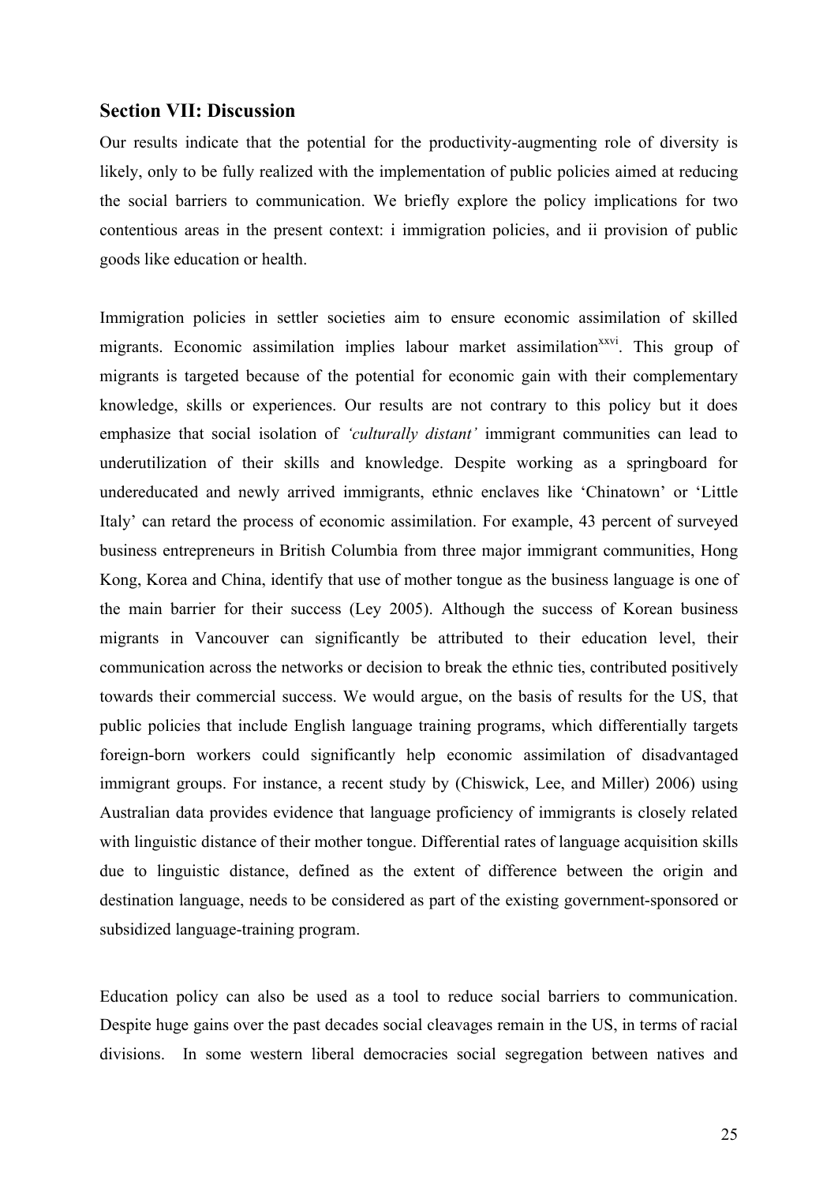## Section VII: Discussion

Our results indicate that the potential for the productivity-augmenting role of diversity is likely, only to be fully realized with the implementation of public policies aimed at reducing the social barriers to communication. We briefly explore the policy implications for two contentious areas in the present context: i immigration policies, and ii provision of public goods like education or health.

Immigration policies in settler societies aim to ensure economic assimilation of skilled migrants. Economic assimilation implies labour market assimilation[xxvi]. This group of migrants is targeted because of the potential for economic gain with their complementary knowledge, skills or experiences. Our results are not contrary to this policy but it does emphasize that social isolation of *'culturally distant'* immigrant communities can lead to underutilization of their skills and knowledge. Despite working as a springboard for undereducated and newly arrived immigrants, ethnic enclaves like 'Chinatown' or 'Little Italy' can retard the process of economic assimilation. For example, 43 percent of surveyed business entrepreneurs in British Columbia from three major immigrant communities, Hong Kong, Korea and China, identify that use of mother tongue as the business language is one of the main barrier for their success (Ley 2005). Although the success of Korean business migrants in Vancouver can significantly be attributed to their education level, their communication across the networks or decision to break the ethnic ties, contributed positively towards their commercial success. We would argue, on the basis of results for the US, that public policies that include English language training programs, which differentially targets foreign-born workers could significantly help economic assimilation of disadvantaged immigrant groups. For instance, a recent study by (Chiswick, Lee, and Miller) 2006) using Australian data provides evidence that language proficiency of immigrants is closely related with linguistic distance of their mother tongue. Differential rates of language acquisition skills due to linguistic distance, defined as the extent of difference between the origin and destination language, needs to be considered as part of the existing government-sponsored or subsidized language-training program.

Education policy can also be used as a tool to reduce social barriers to communication. Despite huge gains over the past decades social cleavages remain in the US, in terms of racial divisions. In some western liberal democracies social segregation between natives and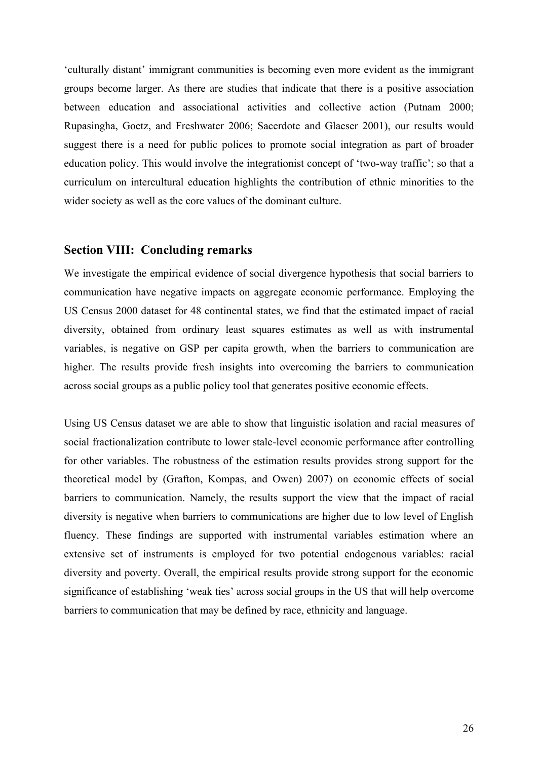'culturally distant' immigrant communities is becoming even more evident as the immigrant groups become larger. As there are studies that indicate that there is a positive association between education and associational activities and collective action (Putnam 2000; Rupasingha, Goetz, and Freshwater 2006; Sacerdote and Glaeser 2001), our results would suggest there is a need for public polices to promote social integration as part of broader education policy. This would involve the integrationist concept of 'two-way traffic'; so that a curriculum on intercultural education highlights the contribution of ethnic minorities to the wider society as well as the core values of the dominant culture.

## Section VIII: Concluding remarks

We investigate the empirical evidence of social divergence hypothesis that social barriers to communication have negative impacts on aggregate economic performance. Employing the US Census 2000 dataset for 48 continental states, we find that the estimated impact of racial diversity, obtained from ordinary least squares estimates as well as with instrumental variables, is negative on GSP per capita growth, when the barriers to communication are higher. The results provide fresh insights into overcoming the barriers to communication across social groups as a public policy tool that generates positive economic effects.

Using US Census dataset we are able to show that linguistic isolation and racial measures of social fractionalization contribute to lower stale-level economic performance after controlling for other variables. The robustness of the estimation results provides strong support for the theoretical model by (Grafton, Kompas, and Owen) 2007) on economic effects of social barriers to communication. Namely, the results support the view that the impact of racial diversity is negative when barriers to communications are higher due to low level of English fluency. These findings are supported with instrumental variables estimation where an extensive set of instruments is employed for two potential endogenous variables: racial diversity and poverty. Overall, the empirical results provide strong support for the economic significance of establishing 'weak ties' across social groups in the US that will help overcome barriers to communication that may be defined by race, ethnicity and language.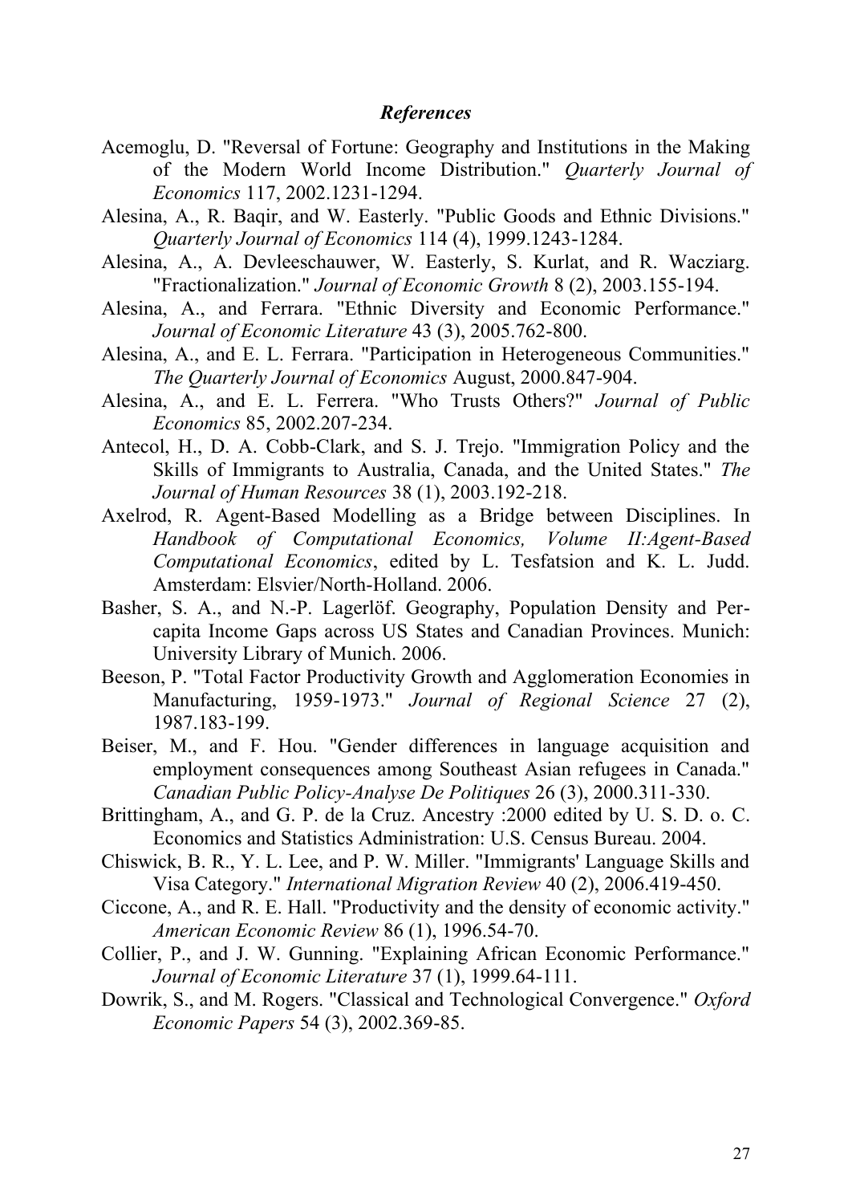### *References*

Acemoglu, D. "Reversal of Fortune: Geography and Institutions in the Making of the Modern World Income Distribution." *Quarterly Journal of Economics* 117, 2002.1231-1294.

Alesina, A., R. Baqir, and W. Easterly. "Public Goods and Ethnic Divisions." *Quarterly Journal of Economics* 114 (4), 1999.1243-1284.

Alesina, A., A. Devleeschauwer, W. Easterly, S. Kurlat, and R. Wacziarg. "Fractionalization." *Journal of Economic Growth* 8 (2), 2003.155-194.

Alesina, A., and Ferrara. "Ethnic Diversity and Economic Performance." *Journal of Economic Literature* 43 (3), 2005.762-800.

Alesina, A., and E. L. Ferrara. "Participation in Heterogeneous Communities." *The Quarterly Journal of Economics* August, 2000.847-904.

Alesina, A., and E. L. Ferrera. "Who Trusts Others?" *Journal of Public Economics* 85, 2002.207-234.

Antecol, H., D. A. Cobb-Clark, and S. J. Trejo. "Immigration Policy and the Skills of Immigrants to Australia, Canada, and the United States." *The Journal of Human Resources* 38 (1), 2003.192-218.

Axelrod, R. Agent-Based Modelling as a Bridge between Disciplines. In *Handbook of Computational Economics, Volume II:Agent-Based Computational Economics*, edited by L. Tesfatsion and K. L. Judd. Amsterdam: Elsvier/North-Holland. 2006.

Basher, S. A., and N.-P. Lagerlöf. Geography, Population Density and Per-capita Income Gaps across US States and Canadian Provinces. Munich: University Library of Munich. 2006.

Beeson, P. "Total Factor Productivity Growth and Agglomeration Economies in Manufacturing, 1959-1973." *Journal of Regional Science* 27 (2), 1987.183-199.

Beiser, M., and F. Hou. "Gender differences in language acquisition and employment consequences among Southeast Asian refugees in Canada." *Canadian Public Policy-Analyse De Politiques* 26 (3), 2000.311-330.

Brittingham, A., and G. P. de la Cruz. Ancestry :2000 edited by U. S. D. o. C. Economics and Statistics Administration: U.S. Census Bureau. 2004.

Chiswick, B. R., Y. L. Lee, and P. W. Miller. "Immigrants' Language Skills and Visa Category." *International Migration Review* 40 (2), 2006.419-450.

Ciccone, A., and R. E. Hall. "Productivity and the density of economic activity." *American Economic Review* 86 (1), 1996.54-70.

Collier, P., and J. W. Gunning. "Explaining African Economic Performance." *Journal of Economic Literature* 37 (1), 1999.64-111.

Dowrik, S., and M. Rogers. "Classical and Technological Convergence." *Oxford Economic Papers* 54 (3), 2002.369-85.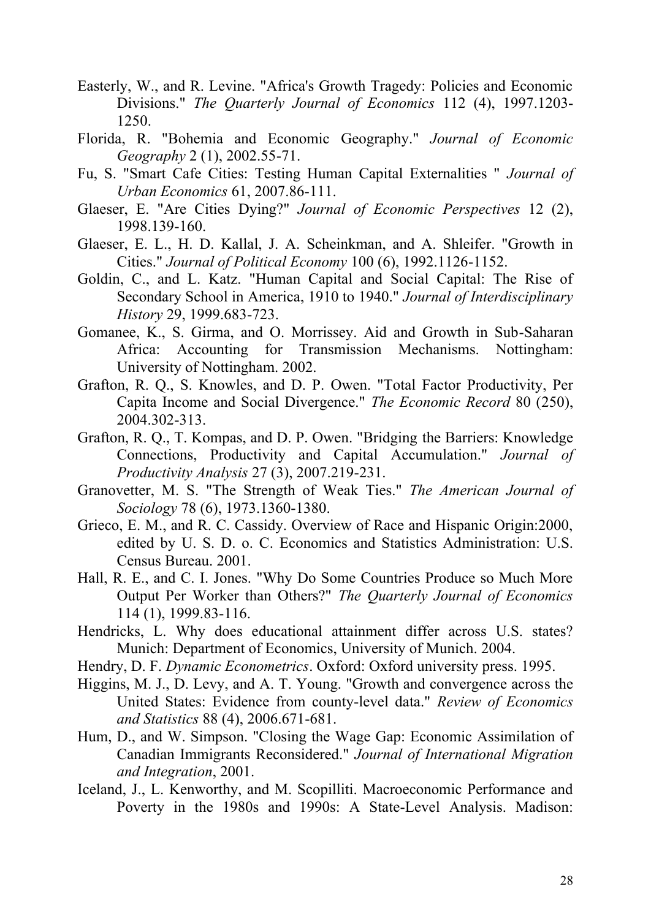Easterly, W., and R. Levine. "Africa's Growth Tragedy: Policies and Economic Divisions." *The Quarterly Journal of Economics* 112 (4), 1997.1203-1250.

Florida, R. "Bohemia and Economic Geography." *Journal of Economic Geography* 2 (1), 2002.55-71.

Fu, S. "Smart Cafe Cities: Testing Human Capital Externalities " *Journal of Urban Economics* 61, 2007.86-111.

Glaeser, E. "Are Cities Dying?" *Journal of Economic Perspectives* 12 (2), 1998.139-160.

Glaeser, E. L., H. D. Kallal, J. A. Scheinkman, and A. Shleifer. "Growth in Cities." *Journal of Political Economy* 100 (6), 1992.1126-1152.

Goldin, C., and L. Katz. "Human Capital and Social Capital: The Rise of Secondary School in America, 1910 to 1940." *Journal of Interdisciplinary History* 29, 1999.683-723.

Gomanee, K., S. Girma, and O. Morrissey. Aid and Growth in Sub-Saharan Africa: Accounting for Transmission Mechanisms. Nottingham: University of Nottingham. 2002.

Grafton, R. Q., S. Knowles, and D. P. Owen. "Total Factor Productivity, Per Capita Income and Social Divergence." *The Economic Record* 80 (250), 2004.302-313.

Grafton, R. Q., T. Kompas, and D. P. Owen. "Bridging the Barriers: Knowledge Connections, Productivity and Capital Accumulation." *Journal of Productivity Analysis* 27 (3), 2007.219-231.

Granovetter, M. S. "The Strength of Weak Ties." *The American Journal of Sociology* 78 (6), 1973.1360-1380.

Grieco, E. M., and R. C. Cassidy. Overview of Race and Hispanic Origin:2000, edited by U. S. D. o. C. Economics and Statistics Administration: U.S. Census Bureau. 2001.

Hall, R. E., and C. I. Jones. "Why Do Some Countries Produce so Much More Output Per Worker than Others?" *The Quarterly Journal of Economics* 114 (1), 1999.83-116.

Hendricks, L. Why does educational attainment differ across U.S. states? Munich: Department of Economics, University of Munich. 2004.

Hendry, D. F. *Dynamic Econometrics*. Oxford: Oxford university press. 1995.

Higgins, M. J., D. Levy, and A. T. Young. "Growth and convergence across the United States: Evidence from county-level data." *Review of Economics and Statistics* 88 (4), 2006.671-681.

Hum, D., and W. Simpson. "Closing the Wage Gap: Economic Assimilation of Canadian Immigrants Reconsidered." *Journal of International Migration and Integration*, 2001.

Iceland, J., L. Kenworthy, and M. Scopilliti. Macroeconomic Performance and Poverty in the 1980s and 1990s: A State-Level Analysis. Madison: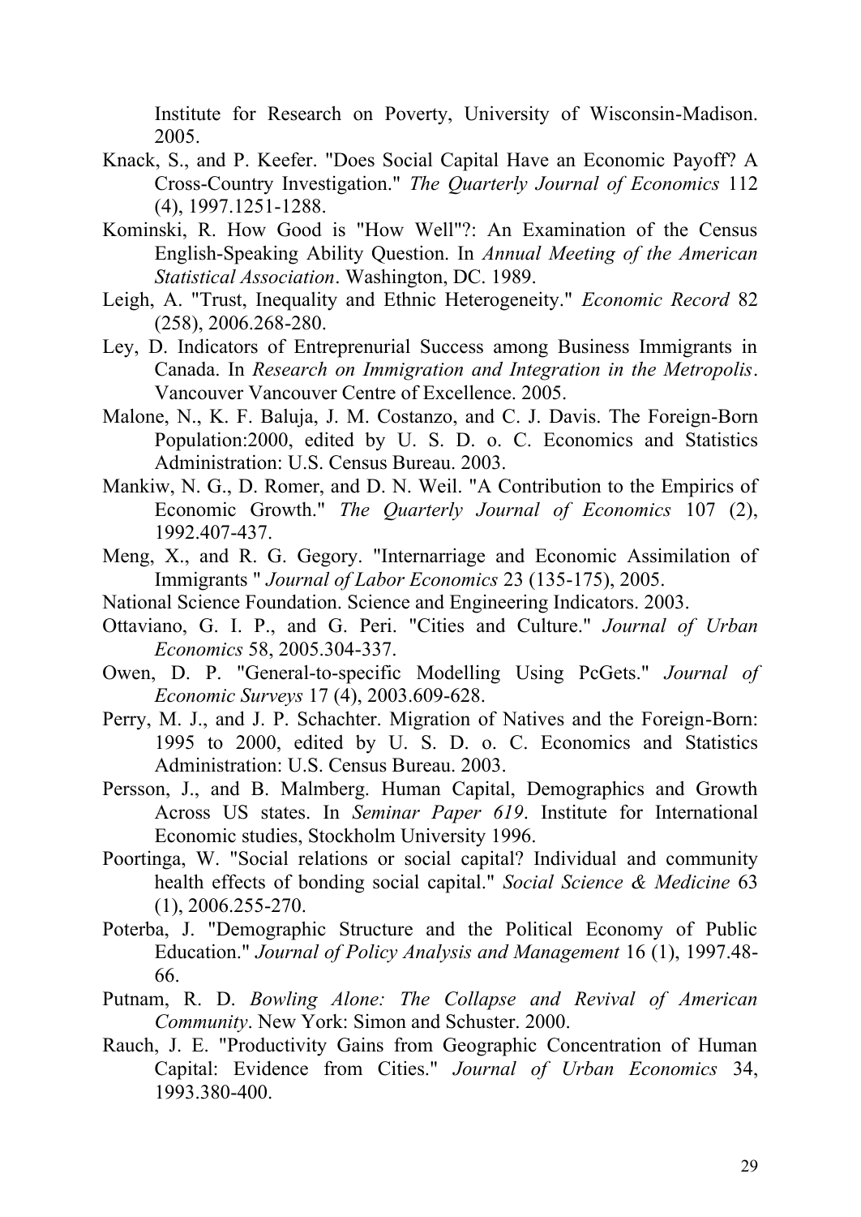Institute for Research on Poverty, University of Wisconsin-Madison. 2005.

Knack, S., and P. Keefer. "Does Social Capital Have an Economic Payoff? A Cross-Country Investigation." *The Quarterly Journal of Economics* 112 (4), 1997.1251-1288.

Kominski, R. How Good is "How Well"?: An Examination of the Census English-Speaking Ability Question. In *Annual Meeting of the American Statistical Association*. Washington, DC. 1989.

Leigh, A. "Trust, Inequality and Ethnic Heterogeneity." *Economic Record* 82 (258), 2006.268-280.

Ley, D. Indicators of Entreprenurial Success among Business Immigrants in Canada. In *Research on Immigration and Integration in the Metropolis*. Vancouver Vancouver Centre of Excellence. 2005.

Malone, N., K. F. Baluja, J. M. Costanzo, and C. J. Davis. The Foreign-Born Population:2000, edited by U. S. D. o. C. Economics and Statistics Administration: U.S. Census Bureau. 2003.

Mankiw, N. G., D. Romer, and D. N. Weil. "A Contribution to the Empirics of Economic Growth." *The Quarterly Journal of Economics* 107 (2), 1992.407-437.

Meng, X., and R. G. Gegory. "Internarriage and Economic Assimilation of Immigrants " *Journal of Labor Economics* 23 (135-175), 2005.

National Science Foundation. Science and Engineering Indicators. 2003.

Ottaviano, G. I. P., and G. Peri. "Cities and Culture." *Journal of Urban Economics* 58, 2005.304-337.

Owen, D. P. "General-to-specific Modelling Using PcGets." *Journal of Economic Surveys* 17 (4), 2003.609-628.

Perry, M. J., and J. P. Schachter. Migration of Natives and the Foreign-Born: 1995 to 2000, edited by U. S. D. o. C. Economics and Statistics Administration: U.S. Census Bureau. 2003.

Persson, J., and B. Malmberg. Human Capital, Demographics and Growth Across US states. In *Seminar Paper 619*. Institute for International Economic studies, Stockholm University 1996.

Poortinga, W. "Social relations or social capital? Individual and community health effects of bonding social capital." *Social Science & Medicine* 63 (1), 2006.255-270.

Poterba, J. "Demographic Structure and the Political Economy of Public Education." *Journal of Policy Analysis and Management* 16 (1), 1997.48-66.

Putnam, R. D. *Bowling Alone: The Collapse and Revival of American Community*. New York: Simon and Schuster. 2000.

Rauch, J. E. "Productivity Gains from Geographic Concentration of Human Capital: Evidence from Cities." *Journal of Urban Economics* 34, 1993.380-400.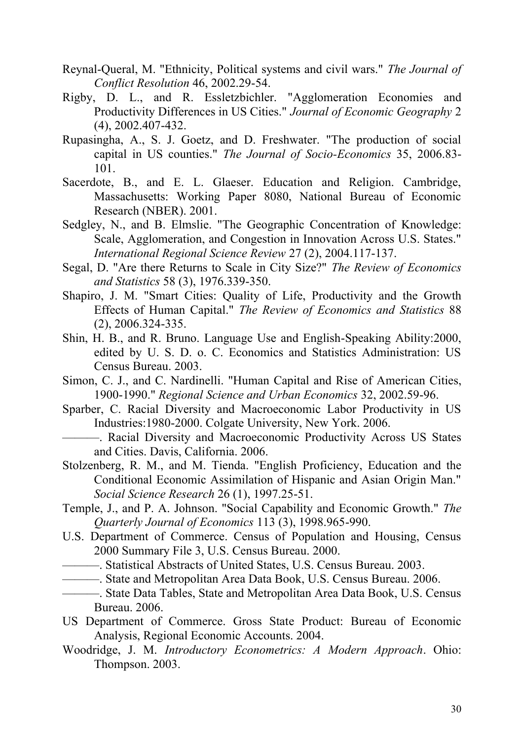Reynal-Queral, M. "Ethnicity, Political systems and civil wars." *The Journal of Conflict Resolution* 46, 2002.29-54.

Rigby, D. L., and R. Essletzbichler. "Agglomeration Economies and Productivity Differences in US Cities." *Journal of Economic Geography* 2 (4), 2002.407-432.

Rupasingha, A., S. J. Goetz, and D. Freshwater. "The production of social capital in US counties." *The Journal of Socio-Economics* 35, 2006.83-101.

Sacerdote, B., and E. L. Glaeser. Education and Religion. Cambridge, Massachusetts: Working Paper 8080, National Bureau of Economic Research (NBER). 2001.

Sedgley, N., and B. Elmslie. "The Geographic Concentration of Knowledge: Scale, Agglomeration, and Congestion in Innovation Across U.S. States." *International Regional Science Review* 27 (2), 2004.117-137.

Segal, D. "Are there Returns to Scale in City Size?" *The Review of Economics and Statistics* 58 (3), 1976.339-350.

Shapiro, J. M. "Smart Cities: Quality of Life, Productivity and the Growth Effects of Human Capital." *The Review of Economics and Statistics* 88 (2), 2006.324-335.

Shin, H. B., and R. Bruno. Language Use and English-Speaking Ability:2000, edited by U. S. D. o. C. Economics and Statistics Administration: US Census Bureau. 2003.

Simon, C. J., and C. Nardinelli. "Human Capital and Rise of American Cities, 1900-1990." *Regional Science and Urban Economics* 32, 2002.59-96.

Sparber, C. Racial Diversity and Macroeconomic Labor Productivity in US Industries:1980-2000. Colgate University, New York. 2006.

———. Racial Diversity and Macroeconomic Productivity Across US States and Cities. Davis, California. 2006.

Stolzenberg, R. M., and M. Tienda. "English Proficiency, Education and the Conditional Economic Assimilation of Hispanic and Asian Origin Man." *Social Science Research* 26 (1), 1997.25-51.

Temple, J., and P. A. Johnson. "Social Capability and Economic Growth." *The Quarterly Journal of Economics* 113 (3), 1998.965-990.

U.S. Department of Commerce. Census of Population and Housing, Census 2000 Summary File 3, U.S. Census Bureau. 2000.

———. Statistical Abstracts of United States, U.S. Census Bureau. 2003.

———. State and Metropolitan Area Data Book, U.S. Census Bureau. 2006.

———. State Data Tables, State and Metropolitan Area Data Book, U.S. Census Bureau. 2006.

US Department of Commerce. Gross State Product: Bureau of Economic Analysis, Regional Economic Accounts. 2004.

Woodridge, J. M. *Introductory Econometrics: A Modern Approach*. Ohio: Thompson. 2003.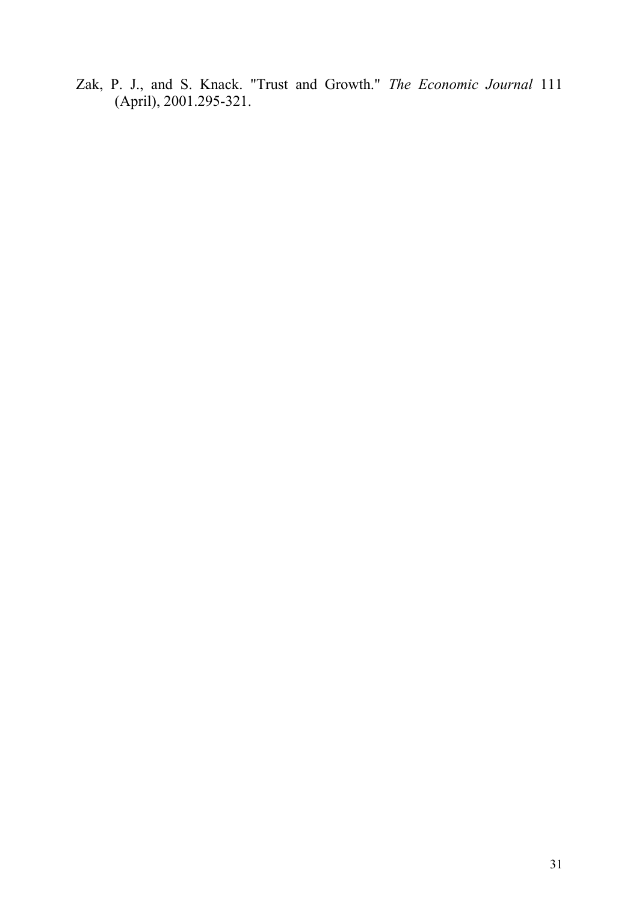Zak, P. J., and S. Knack. "Trust and Growth." *The Economic Journal* 111 (April), 2001.295-321.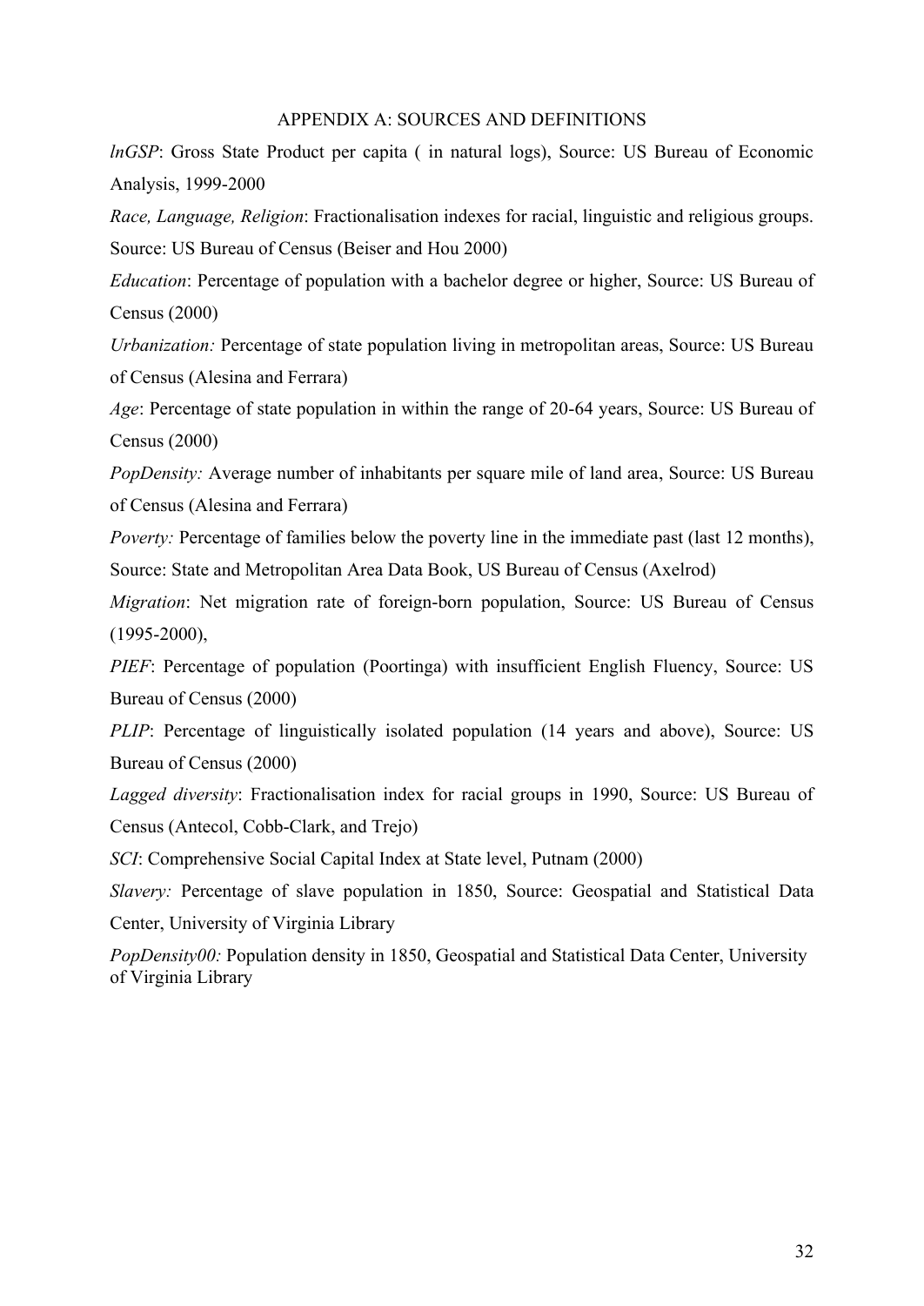## APPENDIX A: SOURCES AND DEFINITIONS

*lnGSP*: Gross State Product per capita ( in natural logs), Source: US Bureau of Economic Analysis, 1999-2000

*Race, Language, Religion*: Fractionalisation indexes for racial, linguistic and religious groups. Source: US Bureau of Census (Beiser and Hou 2000)

*Education*: Percentage of population with a bachelor degree or higher, Source: US Bureau of Census (2000)

*Urbanization:* Percentage of state population living in metropolitan areas, Source: US Bureau of Census (Alesina and Ferrara)

*Age*: Percentage of state population in within the range of 20-64 years, Source: US Bureau of Census (2000)

*PopDensity:* Average number of inhabitants per square mile of land area, Source: US Bureau of Census (Alesina and Ferrara)

*Poverty:* Percentage of families below the poverty line in the immediate past (last 12 months), Source: State and Metropolitan Area Data Book, US Bureau of Census (Axelrod)

*Migration*: Net migration rate of foreign-born population, Source: US Bureau of Census (1995-2000),

*PIEF*: Percentage of population (Poortinga) with insufficient English Fluency, Source: US Bureau of Census (2000)

*PLIP*: Percentage of linguistically isolated population (14 years and above), Source: US Bureau of Census (2000)

*Lagged diversity*: Fractionalisation index for racial groups in 1990, Source: US Bureau of Census (Antecol, Cobb-Clark, and Trejo)

*SCI*: Comprehensive Social Capital Index at State level, Putnam (2000)

*Slavery:* Percentage of slave population in 1850, Source: Geospatial and Statistical Data Center, University of Virginia Library

*PopDensity00:* Population density in 1850, Geospatial and Statistical Data Center, University of Virginia Library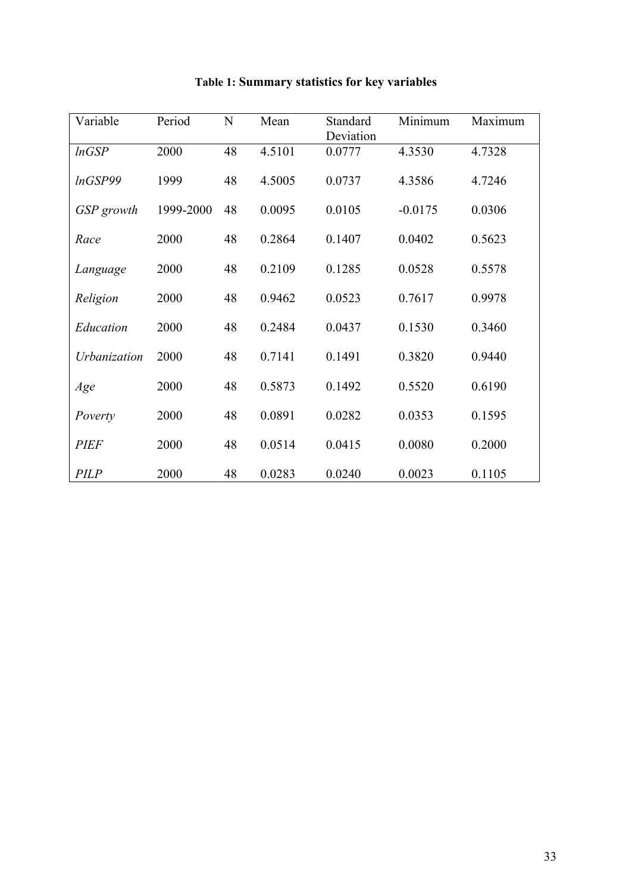**Table 1: Summary statistics for key variables**

| Variable | Period | N | Mean | Standard Deviation | Minimum | Maximum |
|---|---|---|---|---|---|---|
| *lnGSP* | 2000 | 48 | 4.5101 | 0.0777 | 4.3530 | 4.7328 |
| *lnGSP99* | 1999 | 48 | 4.5005 | 0.0737 | 4.3586 | 4.7246 |
| *GSP growth* | 1999-2000 | 48 | 0.0095 | 0.0105 | -0.0175 | 0.0306 |
| *Race* | 2000 | 48 | 0.2864 | 0.1407 | 0.0402 | 0.5623 |
| *Language* | 2000 | 48 | 0.2109 | 0.1285 | 0.0528 | 0.5578 |
| *Religion* | 2000 | 48 | 0.9462 | 0.0523 | 0.7617 | 0.9978 |
| *Education* | 2000 | 48 | 0.2484 | 0.0437 | 0.1530 | 0.3460 |
| *Urbanization* | 2000 | 48 | 0.7141 | 0.1491 | 0.3820 | 0.9440 |
| *Age* | 2000 | 48 | 0.5873 | 0.1492 | 0.5520 | 0.6190 |
| *Poverty* | 2000 | 48 | 0.0891 | 0.0282 | 0.0353 | 0.1595 |
| *PIEF* | 2000 | 48 | 0.0514 | 0.0415 | 0.0080 | 0.2000 |
| *PILP* | 2000 | 48 | 0.0283 | 0.0240 | 0.0023 | 0.1105 |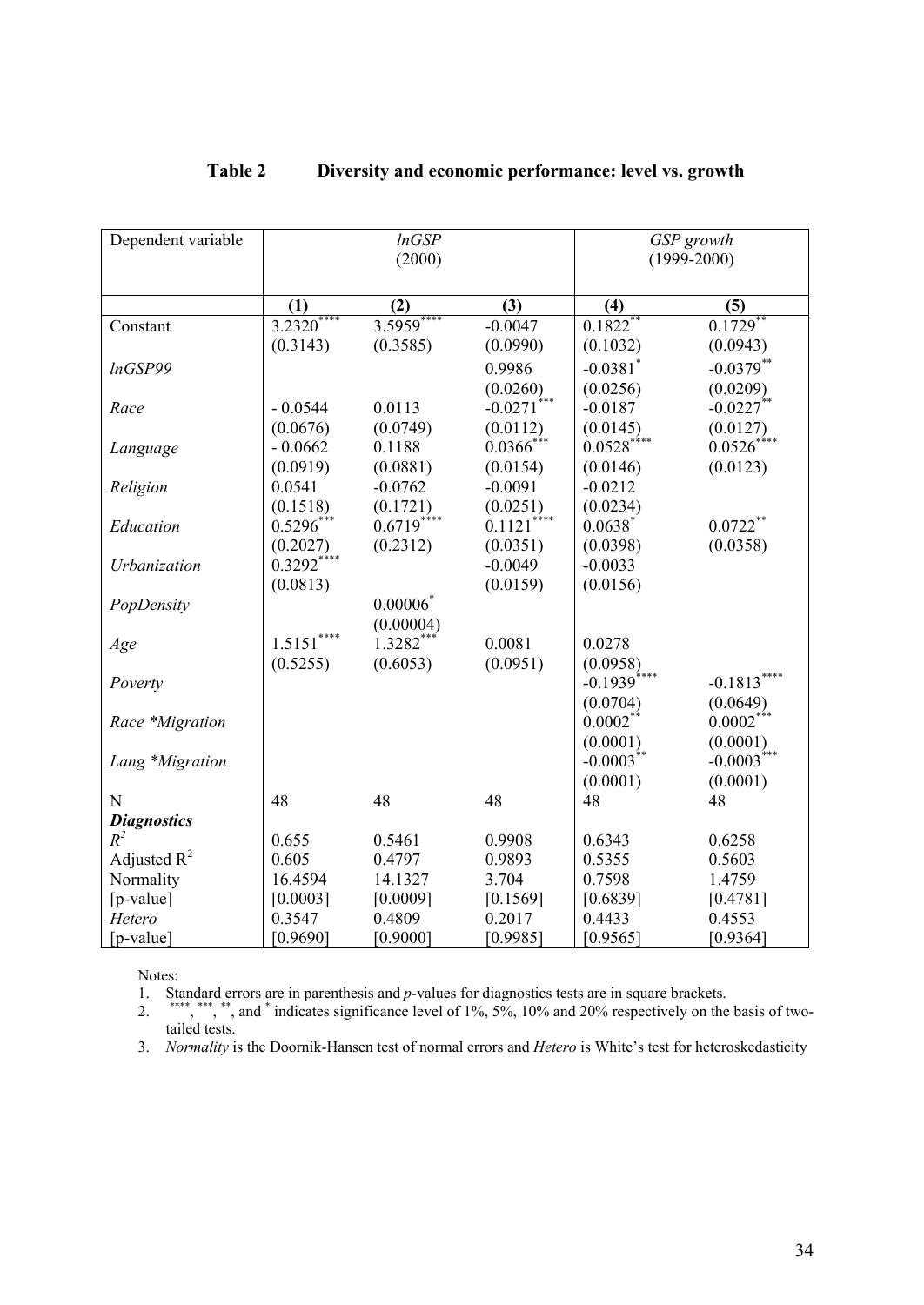**Table 2 Diversity and economic performance: level vs. growth**

| Dependent variable | *lnGSP* (2000) | | | *GSP growth* (1999-2000) | |
|---|---|---|---|---|---|
| | **(1)** | **(2)** | **(3)** | **(4)** | **(5)** |
| Constant | 3.2320**** | 3.5959**** | -0.0047 | 0.1822** | 0.1729** |
| | (0.3143) | (0.3585) | (0.0990) | (0.1032) | (0.0943) |
| *lnGSP99* | | | 0.9986 | -0.0381* | -0.0379** |
| | | | (0.0260) | (0.0256) | (0.0209) |
| *Race* | - 0.0544 | 0.0113 | -0.0271*** | -0.0187 | -0.0227** |
| | (0.0676) | (0.0749) | (0.0112) | (0.0145) | (0.0127) |
| *Language* | - 0.0662 | 0.1188 | 0.0366*** | 0.0528**** | 0.0526**** |
| | (0.0919) | (0.0881) | (0.0154) | (0.0146) | (0.0123) |
| *Religion* | 0.0541 | -0.0762 | -0.0091 | -0.0212 | |
| | (0.1518) | (0.1721) | (0.0251) | (0.0234) | |
| *Education* | 0.5296*** | 0.6719**** | 0.1121**** | 0.0638* | 0.0722** |
| | (0.2027) | (0.2312) | (0.0351) | (0.0398) | (0.0358) |
| *Urbanization* | 0.3292**** | | -0.0049 | -0.0033 | |
| | (0.0813) | | (0.0159) | (0.0156) | |
| *PopDensity* | | 0.00006* | | | |
| | | (0.00004) | | | |
| *Age* | 1.5151**** | 1.3282*** | 0.0081 | 0.0278 | |
| | (0.5255) | (0.6053) | (0.0951) | (0.0958) | |
| *Poverty* | | | | -0.1939**** | -0.1813**** |
| | | | | (0.0704) | (0.0649) |
| *Race \*Migration* | | | | 0.0002** | 0.0002*** |
| | | | | (0.0001) | (0.0001) |
| *Lang \*Migration* | | | | -0.0003** | -0.0003*** |
| | | | | (0.0001) | (0.0001) |
| N | 48 | 48 | 48 | 48 | 48 |
| ***Diagnostics*** | | | | | |
| $R^2$ | 0.655 | 0.5461 | 0.9908 | 0.6343 | 0.6258 |
| Adjusted $R^2$ | 0.605 | 0.4797 | 0.9893 | 0.5355 | 0.5603 |
| Normality | 16.4594 | 14.1327 | 3.704 | 0.7598 | 1.4759 |
| [p-value] | [0.0003] | [0.0009] | [0.1569] | [0.6839] | [0.4781] |
| *Hetero* | 0.3547 | 0.4809 | 0.2017 | 0.4433 | 0.4553 |
| [p-value] | [0.9690] | [0.9000] | [0.9985] | [0.9565] | [0.9364] |

Notes:

1. Standard errors are in parenthesis and *p*-values for diagnostics tests are in square brackets.
2. ****, ***, **, and * indicates significance level of 1%, 5%, 10% and 20% respectively on the basis of two-tailed tests.
3. *Normality* is the Doornik-Hansen test of normal errors and *Hetero* is White's test for heteroskedasticity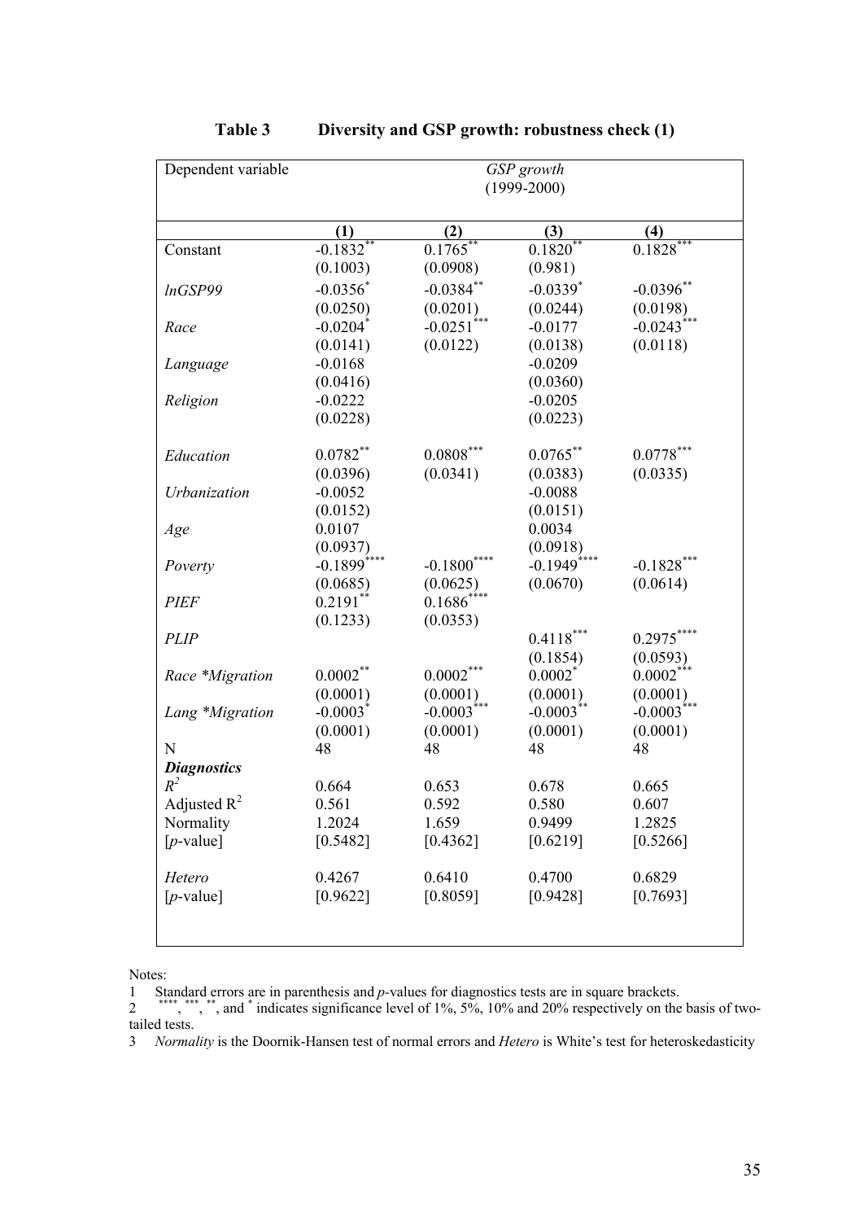## Table 3 Diversity and GSP growth: robustness check (1)

| Dependent variable | GSP growth (1999-2000) | | | |
|---|---|---|---|---|
| | (1) | (2) | (3) | (4) |
| Constant | -0.1832** | 0.1765** | 0.1820** | 0.1828*** |
| | (0.1003) | (0.0908) | (0.981) | |
| *lnGSP99* | -0.0356* | -0.0384** | -0.0339* | -0.0396** |
| | (0.0250) | (0.0201) | (0.0244) | (0.0198) |
| *Race* | -0.0204* | -0.0251*** | -0.0177 | -0.0243*** |
| | (0.0141) | (0.0122) | (0.0138) | (0.0118) |
| *Language* | -0.0168 | | -0.0209 | |
| | (0.0416) | | (0.0360) | |
| *Religion* | -0.0222 | | -0.0205 | |
| | (0.0228) | | (0.0223) | |
| *Education* | 0.0782** | 0.0808*** | 0.0765** | 0.0778*** |
| | (0.0396) | (0.0341) | (0.0383) | (0.0335) |
| *Urbanization* | -0.0052 | | -0.0088 | |
| | (0.0152) | | (0.0151) | |
| *Age* | 0.0107 | | 0.0034 | |
| | (0.0937) | | (0.0918) | |
| *Poverty* | -0.1899**** | -0.1800**** | -0.1949**** | -0.1828*** |
| | (0.0685) | (0.0625) | (0.0670) | (0.0614) |
| *PIEF* | 0.2191** | 0.1686**** | | |
| | (0.1233) | (0.0353) | | |
| *PLIP* | | | 0.4118*** | 0.2975**** |
| | | | (0.1854) | (0.0593) |
| *Race \*Migration* | 0.0002** | 0.0002*** | 0.0002* | 0.0002*** |
| | (0.0001) | (0.0001) | (0.0001) | (0.0001) |
| *Lang \*Migration* | -0.0003* | -0.0003*** | -0.0003** | -0.0003*** |
| | (0.0001) | (0.0001) | (0.0001) | (0.0001) |
| N | 48 | 48 | 48 | 48 |
| ***Diagnostics*** | | | | |
| $R^2$ | 0.664 | 0.653 | 0.678 | 0.665 |
| Adjusted $R^2$ | 0.561 | 0.592 | 0.580 | 0.607 |
| Normality | 1.2024 | 1.659 | 0.9499 | 1.2825 |
| [*p*-value] | [0.5482] | [0.4362] | [0.6219] | [0.5266] |
| *Hetero* | 0.4267 | 0.6410 | 0.4700 | 0.6829 |
| [*p*-value] | [0.9622] | [0.8059] | [0.9428] | [0.7693] |

Notes:

1 Standard errors are in parenthesis and *p*-values for diagnostics tests are in square brackets.

2 ****, ***, **, and * indicates significance level of 1%, 5%, 10% and 20% respectively on the basis of two-tailed tests.

3 *Normality* is the Doornik-Hansen test of normal errors and *Hetero* is White's test for heteroskedasticity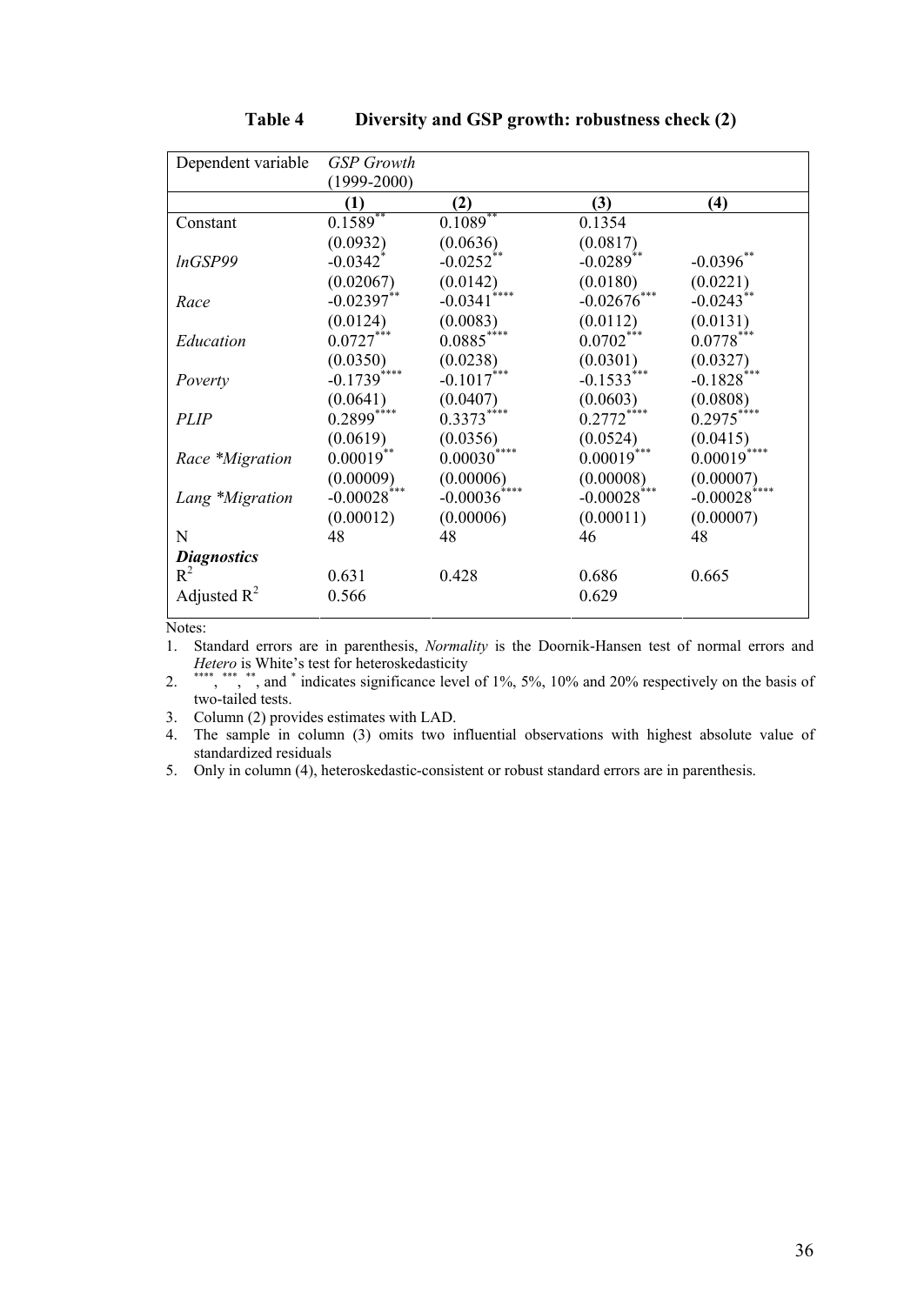**Table 4 Diversity and GSP growth: robustness check (2)**

| Dependent variable | *GSP Growth* (1999-2000) | | | |
|---|---|---|---|---|
| | **(1)** | **(2)** | **(3)** | **(4)** |
| Constant | 0.1589** | 0.1089** | 0.1354 | |
| | (0.0932) | (0.0636) | (0.0817) | |
| *lnGSP99* | -0.0342* | -0.0252** | -0.0289** | -0.0396** |
| | (0.02067) | (0.0142) | (0.0180) | (0.0221) |
| *Race* | -0.02397** | -0.0341**** | -0.02676*** | -0.0243** |
| | (0.0124) | (0.0083) | (0.0112) | (0.0131) |
| *Education* | 0.0727*** | 0.0885**** | 0.0702*** | 0.0778*** |
| | (0.0350) | (0.0238) | (0.0301) | (0.0327) |
| *Poverty* | -0.1739**** | -0.1017*** | -0.1533*** | -0.1828*** |
| | (0.0641) | (0.0407) | (0.0603) | (0.0808) |
| *PLIP* | 0.2899**** | 0.3373**** | 0.2772**** | 0.2975**** |
| | (0.0619) | (0.0356) | (0.0524) | (0.0415) |
| *Race \*Migration* | 0.00019** | 0.00030**** | 0.00019*** | 0.00019**** |
| | (0.00009) | (0.00006) | (0.00008) | (0.00007) |
| *Lang \*Migration* | -0.00028*** | -0.00036**** | -0.00028*** | -0.00028**** |
| | (0.00012) | (0.00006) | (0.00011) | (0.00007) |
| N | 48 | 48 | 46 | 48 |
| ***Diagnostics*** | | | | |
| $R^2$ | 0.631 | 0.428 | 0.686 | 0.665 |
| Adjusted $R^2$ | 0.566 | | 0.629 | |

Notes:

1. Standard errors are in parenthesis, *Normality* is the Doornik-Hansen test of normal errors and *Hetero* is White's test for heteroskedasticity
2. ****, ***, **, and * indicates significance level of 1%, 5%, 10% and 20% respectively on the basis of two-tailed tests.
3. Column (2) provides estimates with LAD.
4. The sample in column (3) omits two influential observations with highest absolute value of standardized residuals
5. Only in column (4), heteroskedastic-consistent or robust standard errors are in parenthesis.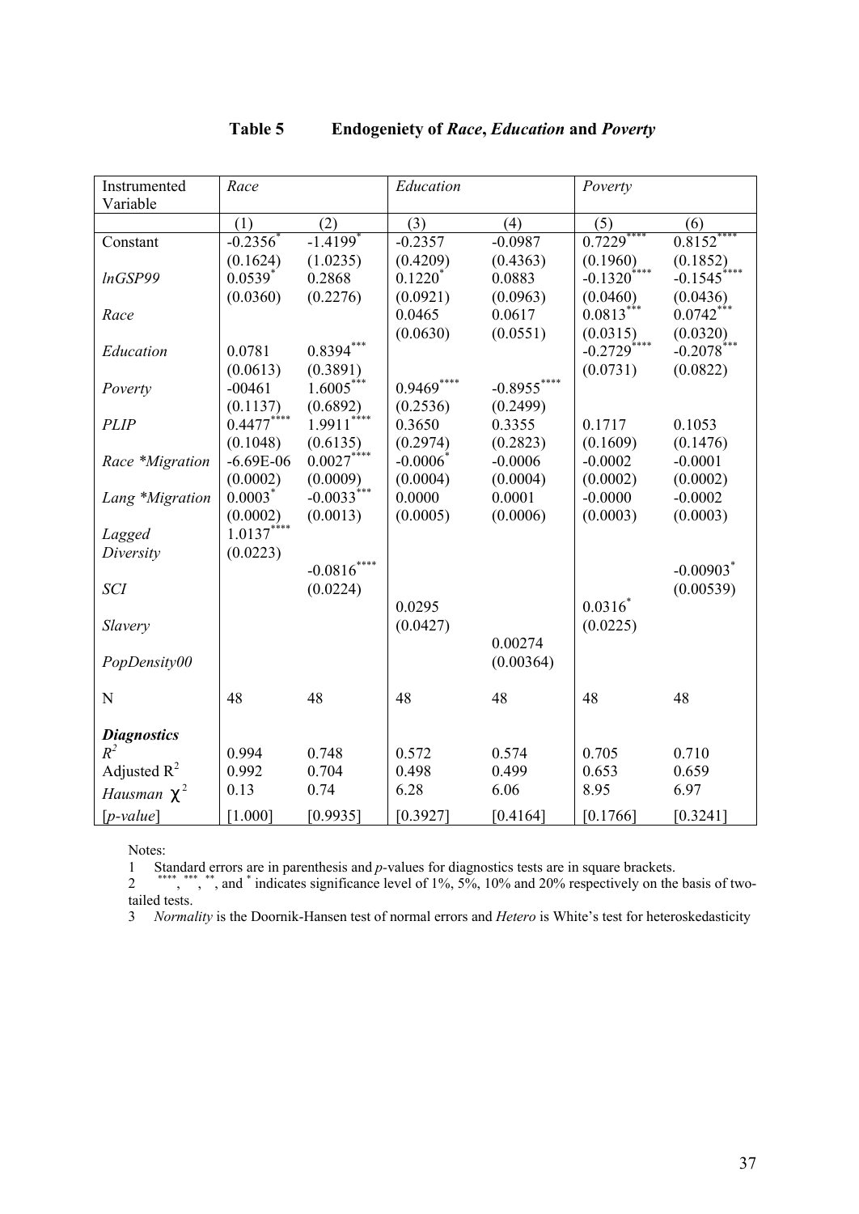**Table 5 Endogeniety of *Race*, *Education* and *Poverty***

| Instrumented Variable | *Race* | | *Education* | | *Poverty* | |
|---|---|---|---|---|---|---|
| | (1) | (2) | (3) | (4) | (5) | (6) |
| Constant | -0.2356* | -1.4199* | -0.2357 | -0.0987 | 0.7229**** | 0.8152**** |
| | (0.1624) | (1.0235) | (0.4209) | (0.4363) | (0.1960) | (0.1852) |
| *lnGSP99* | 0.0539* | 0.2868 | 0.1220* | 0.0883 | -0.1320**** | -0.1545**** |
| | (0.0360) | (0.2276) | (0.0921) | (0.0963) | (0.0460) | (0.0436) |
| *Race* | | | 0.0465 | 0.0617 | 0.0813*** | 0.0742*** |
| | | | (0.0630) | (0.0551) | (0.0315) | (0.0320) |
| *Education* | 0.0781 | 0.8394*** | | | -0.2729**** | -0.2078*** |
| | (0.0613) | (0.3891) | | | (0.0731) | (0.0822) |
| *Poverty* | -00461 | 1.6005*** | 0.9469**** | -0.8955**** | | |
| | (0.1137) | (0.6892) | (0.2536) | (0.2499) | | |
| *PLIP* | 0.4477**** | 1.9911**** | 0.3650 | 0.3355 | 0.1717 | 0.1053 |
| | (0.1048) | (0.6135) | (0.2974) | (0.2823) | (0.1609) | (0.1476) |
| *Race \*Migration* | -6.69E-06 | 0.0027**** | -0.0006* | -0.0006 | -0.0002 | -0.0001 |
| | (0.0002) | (0.0009) | (0.0004) | (0.0004) | (0.0002) | (0.0002) |
| *Lang \*Migration* | 0.0003* | -0.0033*** | 0.0000 | 0.0001 | -0.0000 | -0.0002 |
| | (0.0002) | (0.0013) | (0.0005) | (0.0006) | (0.0003) | (0.0003) |
| *Lagged Diversity* | 1.0137**** | | | | | |
| | (0.0223) | | | | | |
| *SCI* | | -0.0816**** | | | | -0.00903* |
| | | (0.0224) | | | | (0.00539) |
| *Slavery* | | | 0.0295 | | 0.0316* | |
| | | | (0.0427) | | (0.0225) | |
| *PopDensity00* | | | | 0.00274 | | |
| | | | | (0.00364) | | |
| N | 48 | 48 | 48 | 48 | 48 | 48 |
| ***Diagnostics*** | | | | | | |
| $R^2$ | 0.994 | 0.748 | 0.572 | 0.574 | 0.705 | 0.710 |
| Adjusted $R^2$ | 0.992 | 0.704 | 0.498 | 0.499 | 0.653 | 0.659 |
| *Hausman* $\chi^2$ | 0.13 | 0.74 | 6.28 | 6.06 | 8.95 | 6.97 |
| [*p-value*] | [1.000] | [0.9935] | [0.3927] | [0.4164] | [0.1766] | [0.3241] |

Notes:

1 Standard errors are in parenthesis and *p*-values for diagnostics tests are in square brackets.

2 ****, ***, **, and * indicates significance level of 1%, 5%, 10% and 20% respectively on the basis of two-tailed tests.

3 *Normality* is the Doornik-Hansen test of normal errors and *Hetero* is White's test for heteroskedasticity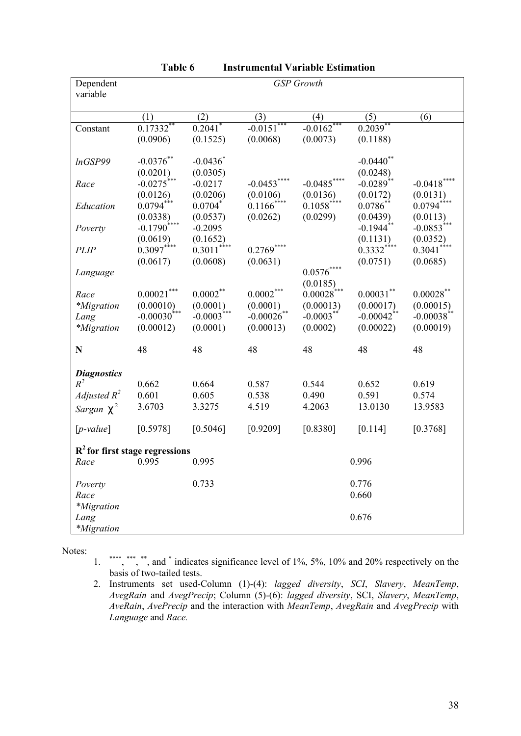**Table 6 Instrumental Variable Estimation**

| Dependent variable | *GSP Growth* | | | | | |
|---|---|---|---|---|---|---|
| | (1) | (2) | (3) | (4) | (5) | (6) |
| Constant | 0.17332** | 0.2041* | -0.0151*** | -0.0162*** | 0.2039** | |
| | (0.0906) | (0.1525) | (0.0068) | (0.0073) | (0.1188) | |
| *lnGSP99* | -0.0376** | -0.0436* | | | -0.0440** | |
| | (0.0201) | (0.0305) | | | (0.0248) | |
| *Race* | -0.0275*** | -0.0217 | -0.0453**** | -0.0485**** | -0.0289** | -0.0418**** |
| | (0.0126) | (0.0206) | (0.0106) | (0.0136) | (0.0172) | (0.0131) |
| *Education* | 0.0794*** | 0.0704* | 0.1166**** | 0.1058**** | 0.0786** | 0.0794**** |
| | (0.0338) | (0.0537) | (0.0262) | (0.0299) | (0.0439) | (0.0113) |
| *Poverty* | -0.1790**** | -0.2095 | | | -0.1944** | -0.0853*** |
| | (0.0619) | (0.1652) | | | (0.1131) | (0.0352) |
| *PLIP* | 0.3097**** | 0.3011**** | 0.2769**** | | 0.3332**** | 0.3041**** |
| | (0.0617) | (0.0608) | (0.0631) | | (0.0751) | (0.0685) |
| *Language* | | | | 0.0576**** | | |
| | | | | (0.0185) | | |
| *Race \*Migration* | 0.00021*** | 0.0002** | 0.0002*** | 0.00028*** | 0.00031** | 0.00028** |
| | (0.00010) | (0.0001) | (0.0001) | (0.00013) | (0.00017) | (0.00015) |
| *Lang \*Migration* | -0.00030*** | -0.0003*** | -0.00026** | -0.0003** | -0.00042** | -0.00038** |
| | (0.00012) | (0.0001) | (0.00013) | (0.0002) | (0.00022) | (0.00019) |
| **N** | 48 | 48 | 48 | 48 | 48 | 48 |
| ***Diagnostics*** | | | | | | |
| $R^2$ | 0.662 | 0.664 | 0.587 | 0.544 | 0.652 | 0.619 |
| *Adjusted* $R^2$ | 0.601 | 0.605 | 0.538 | 0.490 | 0.591 | 0.574 |
| *Sargan* $\chi^2$ | 3.6703 | 3.3275 | 4.519 | 4.2063 | 13.0130 | 13.9583 |
| [*p-value*] | [0.5978] | [0.5046] | [0.9209] | [0.8380] | [0.114] | [0.3768] |
| **$R^2$ for first stage regressions** | | | | | | |
| *Race* | 0.995 | 0.995 | | | 0.996 | |
| *Poverty* | | 0.733 | | | 0.776 | |
| *Race \*Migration* | | | | | 0.660 | |
| *Lang \*Migration* | | | | | 0.676 | |

Notes:

1. ****, ***, **, and * indicates significance level of 1%, 5%, 10% and 20% respectively on the basis of two-tailed tests.
2. Instruments set used-Column (1)-(4): *lagged diversity*, *SCI*, *Slavery*, *MeanTemp*, *AvegRain* and *AvegPrecip*; Column (5)-(6): *lagged diversity*, SCI, *Slavery*, *MeanTemp*, *AveRain*, *AvePrecip* and the interaction with *MeanTemp*, *AvegRain* and *AvegPrecip* with *Language* and *Race.*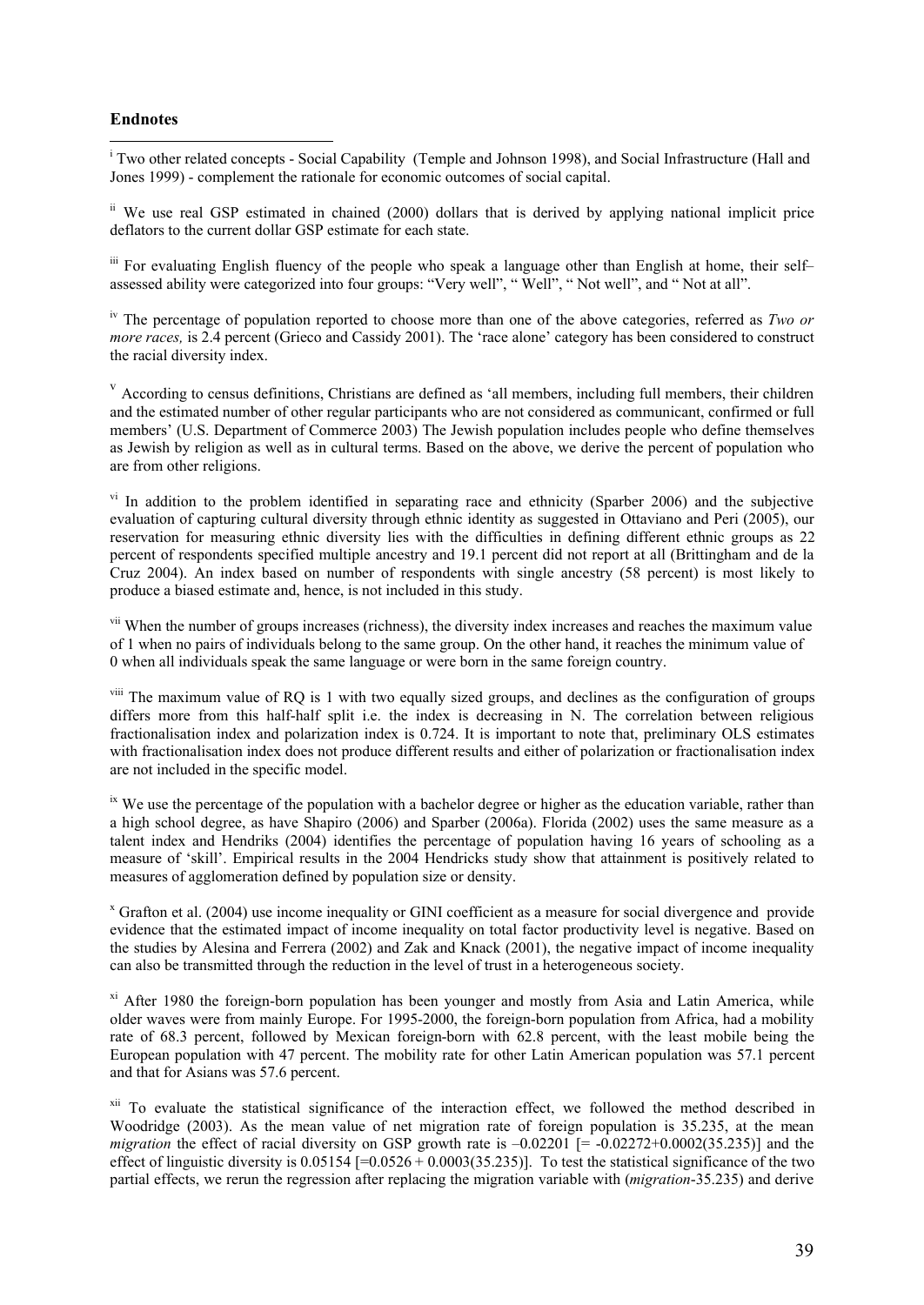**Endnotes**

[i] Two other related concepts - Social Capability (Temple and Johnson 1998), and Social Infrastructure (Hall and Jones 1999) - complement the rationale for economic outcomes of social capital.

[ii] We use real GSP estimated in chained (2000) dollars that is derived by applying national implicit price deflators to the current dollar GSP estimate for each state.

[iii] For evaluating English fluency of the people who speak a language other than English at home, their self–assessed ability were categorized into four groups: "Very well", " Well", " Not well", and " Not at all".

[iv] The percentage of population reported to choose more than one of the above categories, referred as *Two or more races,* is 2.4 percent (Grieco and Cassidy 2001). The 'race alone' category has been considered to construct the racial diversity index.

[v] According to census definitions, Christians are defined as 'all members, including full members, their children and the estimated number of other regular participants who are not considered as communicant, confirmed or full members' (U.S. Department of Commerce 2003) The Jewish population includes people who define themselves as Jewish by religion as well as in cultural terms. Based on the above, we derive the percent of population who are from other religions.

[vi] In addition to the problem identified in separating race and ethnicity (Sparber 2006) and the subjective evaluation of capturing cultural diversity through ethnic identity as suggested in Ottaviano and Peri (2005), our reservation for measuring ethnic diversity lies with the difficulties in defining different ethnic groups as 22 percent of respondents specified multiple ancestry and 19.1 percent did not report at all (Brittingham and de la Cruz 2004). An index based on number of respondents with single ancestry (58 percent) is most likely to produce a biased estimate and, hence, is not included in this study.

[vii] When the number of groups increases (richness), the diversity index increases and reaches the maximum value of 1 when no pairs of individuals belong to the same group. On the other hand, it reaches the minimum value of 0 when all individuals speak the same language or were born in the same foreign country.

[viii] The maximum value of RQ is 1 with two equally sized groups, and declines as the configuration of groups differs more from this half-half split i.e. the index is decreasing in N. The correlation between religious fractionalisation index and polarization index is 0.724. It is important to note that, preliminary OLS estimates with fractionalisation index does not produce different results and either of polarization or fractionalisation index are not included in the specific model.

[ix] We use the percentage of the population with a bachelor degree or higher as the education variable, rather than a high school degree, as have Shapiro (2006) and Sparber (2006a). Florida (2002) uses the same measure as a talent index and Hendriks (2004) identifies the percentage of population having 16 years of schooling as a measure of 'skill'. Empirical results in the 2004 Hendricks study show that attainment is positively related to measures of agglomeration defined by population size or density.

[x] Grafton et al. (2004) use income inequality or GINI coefficient as a measure for social divergence and provide evidence that the estimated impact of income inequality on total factor productivity level is negative. Based on the studies by Alesina and Ferrera (2002) and Zak and Knack (2001), the negative impact of income inequality can also be transmitted through the reduction in the level of trust in a heterogeneous society.

[xi] After 1980 the foreign-born population has been younger and mostly from Asia and Latin America, while older waves were from mainly Europe. For 1995-2000, the foreign-born population from Africa, had a mobility rate of 68.3 percent, followed by Mexican foreign-born with 62.8 percent, with the least mobile being the European population with 47 percent. The mobility rate for other Latin American population was 57.1 percent and that for Asians was 57.6 percent.

[xii] To evaluate the statistical significance of the interaction effect, we followed the method described in Woodridge (2003). As the mean value of net migration rate of foreign population is 35.235, at the mean *migration* the effect of racial diversity on GSP growth rate is –0.02201 [= -0.02272+0.0002(35.235)] and the effect of linguistic diversity is 0.05154 [=0.0526 + 0.0003(35.235)]. To test the statistical significance of the two partial effects, we rerun the regression after replacing the migration variable with (*migration*-35.235) and derive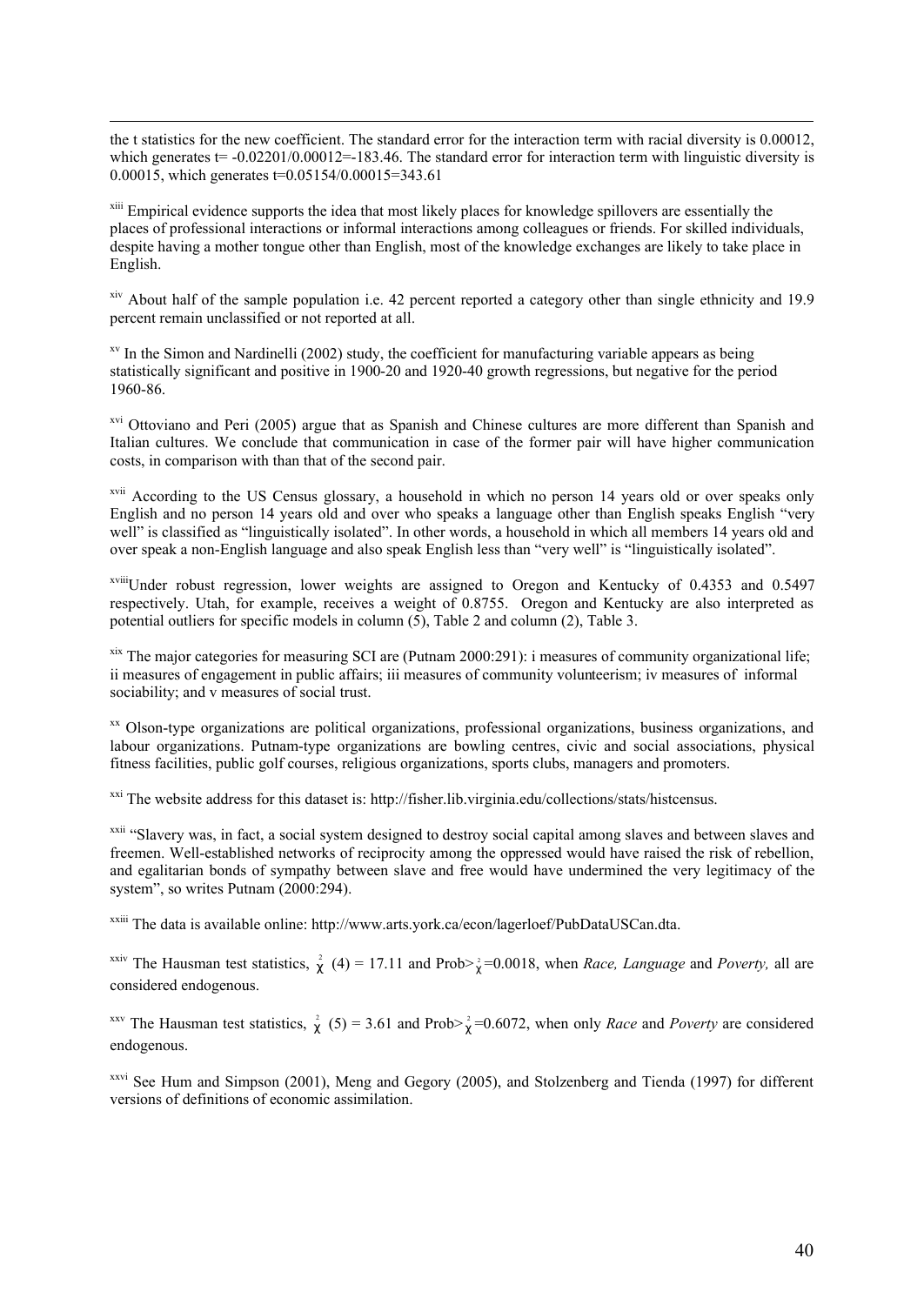the t statistics for the new coefficient. The standard error for the interaction term with racial diversity is 0.00012, which generates t= -0.02201/0.00012=-183.46. The standard error for interaction term with linguistic diversity is 0.00015, which generates t=0.05154/0.00015=343.61

[xiii] Empirical evidence supports the idea that most likely places for knowledge spillovers are essentially the places of professional interactions or informal interactions among colleagues or friends. For skilled individuals, despite having a mother tongue other than English, most of the knowledge exchanges are likely to take place in English.

[xiv] About half of the sample population i.e. 42 percent reported a category other than single ethnicity and 19.9 percent remain unclassified or not reported at all.

[xv] In the Simon and Nardinelli (2002) study, the coefficient for manufacturing variable appears as being statistically significant and positive in 1900-20 and 1920-40 growth regressions, but negative for the period 1960-86.

[xvi] Ottoviano and Peri (2005) argue that as Spanish and Chinese cultures are more different than Spanish and Italian cultures. We conclude that communication in case of the former pair will have higher communication costs, in comparison with than that of the second pair.

[xvii] According to the US Census glossary, a household in which no person 14 years old or over speaks only English and no person 14 years old and over who speaks a language other than English speaks English "very well" is classified as "linguistically isolated". In other words, a household in which all members 14 years old and over speak a non-English language and also speak English less than "very well" is "linguistically isolated".

[xviii] Under robust regression, lower weights are assigned to Oregon and Kentucky of 0.4353 and 0.5497 respectively. Utah, for example, receives a weight of 0.8755. Oregon and Kentucky are also interpreted as potential outliers for specific models in column (5), Table 2 and column (2), Table 3.

[xix] The major categories for measuring SCI are (Putnam 2000:291): i measures of community organizational life; ii measures of engagement in public affairs; iii measures of community volunteerism; iv measures of informal sociability; and v measures of social trust.

[xx] Olson-type organizations are political organizations, professional organizations, business organizations, and labour organizations. Putnam-type organizations are bowling centres, civic and social associations, physical fitness facilities, public golf courses, religious organizations, sports clubs, managers and promoters.

[xxi] The website address for this dataset is: http://fisher.lib.virginia.edu/collections/stats/histcensus.

[xxii] "Slavery was, in fact, a social system designed to destroy social capital among slaves and between slaves and freemen. Well-established networks of reciprocity among the oppressed would have raised the risk of rebellion, and egalitarian bonds of sympathy between slave and free would have undermined the very legitimacy of the system", so writes Putnam (2000:294).

[xxiii] The data is available online: http://www.arts.york.ca/econ/lagerloef/PubDataUSCan.dta.

[xxiv] The Hausman test statistics, $\chi^2(4) = 17.11$ and Prob>$\chi^2$=0.0018, when *Race, Language* and *Poverty,* all are considered endogenous.

[xxv] The Hausman test statistics, $\chi^2(5) = 3.61$ and Prob>$\chi^2$=0.6072, when only *Race* and *Poverty* are considered endogenous.

[xxvi] See Hum and Simpson (2001), Meng and Gegory (2005), and Stolzenberg and Tienda (1997) for different versions of definitions of economic assimilation.